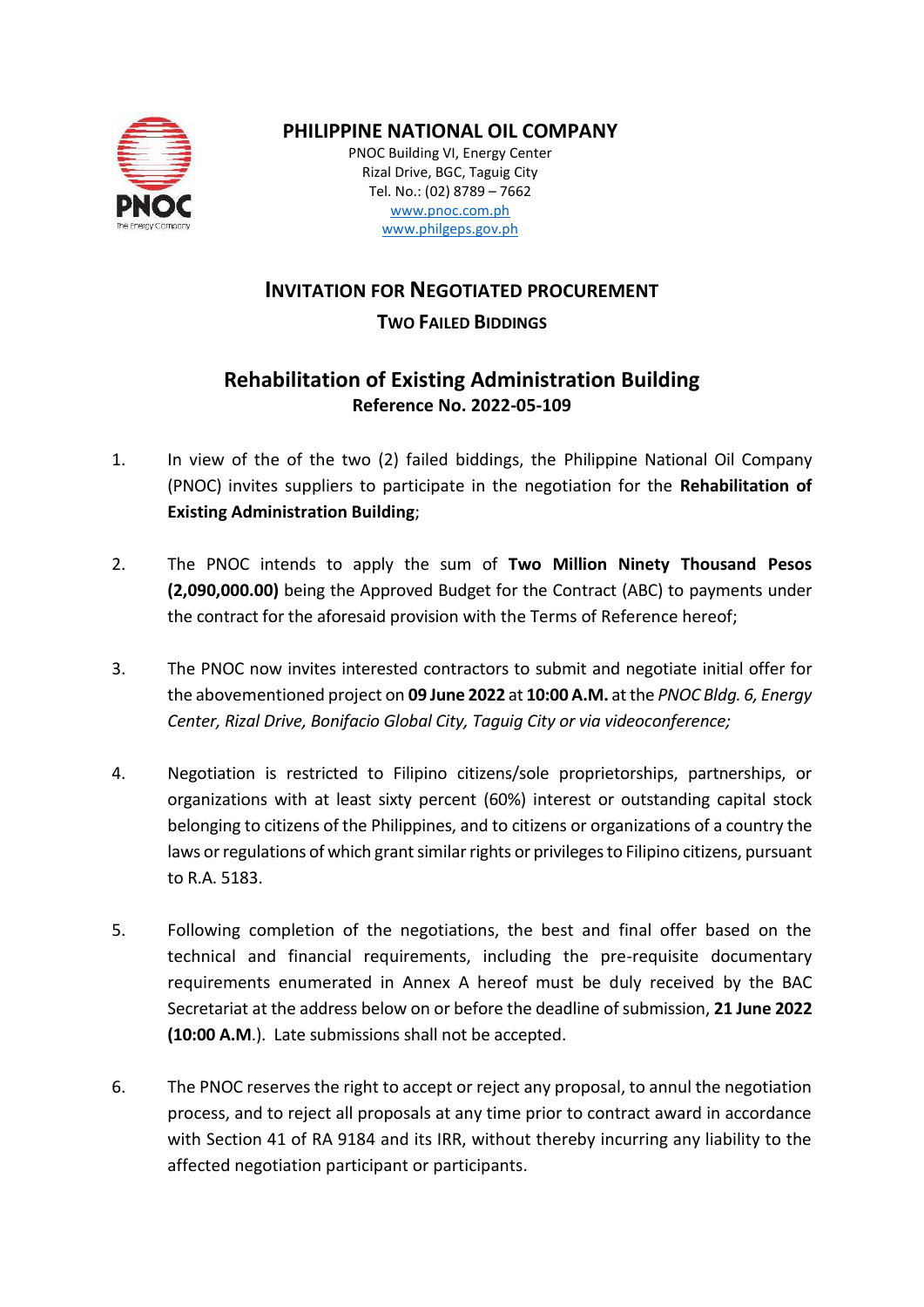# PHILIPPINE NATIONAL OIL COMPANY

PNOC Building VI, Energy Center
Rizal Drive, BGC, Taguig City
Tel. No.: (02) 8789 – 7662
www.pnoc.com.ph
www.philgeps.gov.ph

## INVITATION FOR NEGOTIATED PROCUREMENT

### TWO FAILED BIDDINGS

## Rehabilitation of Existing Administration Building

**Reference No. 2022-05-109**

1. In view of the of the two (2) failed biddings, the Philippine National Oil Company (PNOC) invites suppliers to participate in the negotiation for the **Rehabilitation of Existing Administration Building**;

2. The PNOC intends to apply the sum of **Two Million Ninety Thousand Pesos (2,090,000.00)** being the Approved Budget for the Contract (ABC) to payments under the contract for the aforesaid provision with the Terms of Reference hereof;

3. The PNOC now invites interested contractors to submit and negotiate initial offer for the abovementioned project on **09 June 2022** at **10:00 A.M.** at the *PNOC Bldg. 6, Energy Center, Rizal Drive, Bonifacio Global City, Taguig City or via videoconference;*

4. Negotiation is restricted to Filipino citizens/sole proprietorships, partnerships, or organizations with at least sixty percent (60%) interest or outstanding capital stock belonging to citizens of the Philippines, and to citizens or organizations of a country the laws or regulations of which grant similar rights or privileges to Filipino citizens, pursuant to R.A. 5183.

5. Following completion of the negotiations, the best and final offer based on the technical and financial requirements, including the pre-requisite documentary requirements enumerated in Annex A hereof must be duly received by the BAC Secretariat at the address below on or before the deadline of submission, **21 June 2022 (10:00 A.M**.). Late submissions shall not be accepted.

6. The PNOC reserves the right to accept or reject any proposal, to annul the negotiation process, and to reject all proposals at any time prior to contract award in accordance with Section 41 of RA 9184 and its IRR, without thereby incurring any liability to the affected negotiation participant or participants.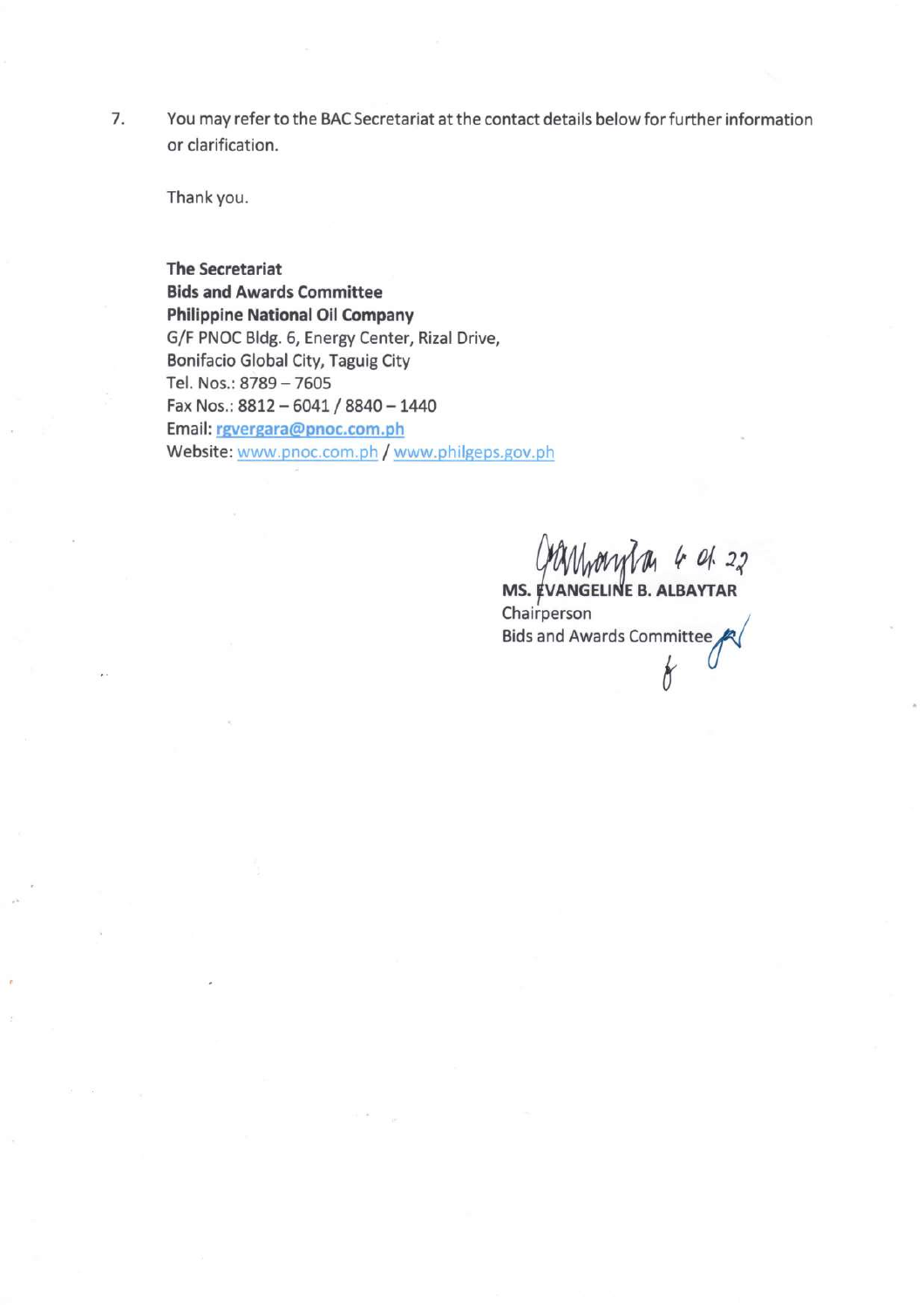7. You may refer to the BAC Secretariat at the contact details below for further information or clarification.

Thank you.

**The Secretariat**
**Bids and Awards Committee**
**Philippine National Oil Company**
G/F PNOC Bldg. 6, Energy Center, Rizal Drive,
Bonifacio Global City, Taguig City
Tel. Nos.: 8789 – 7605
Fax Nos.: 8812 – 6041 / 8840 – 1440
Email: rgvergara@pnoc.com.ph
Website: www.pnoc.com.ph / www.philgeps.gov.ph

4 01. 22

**MS. EVANGELINE B. ALBAYTAR**
Chairperson
Bids and Awards Committee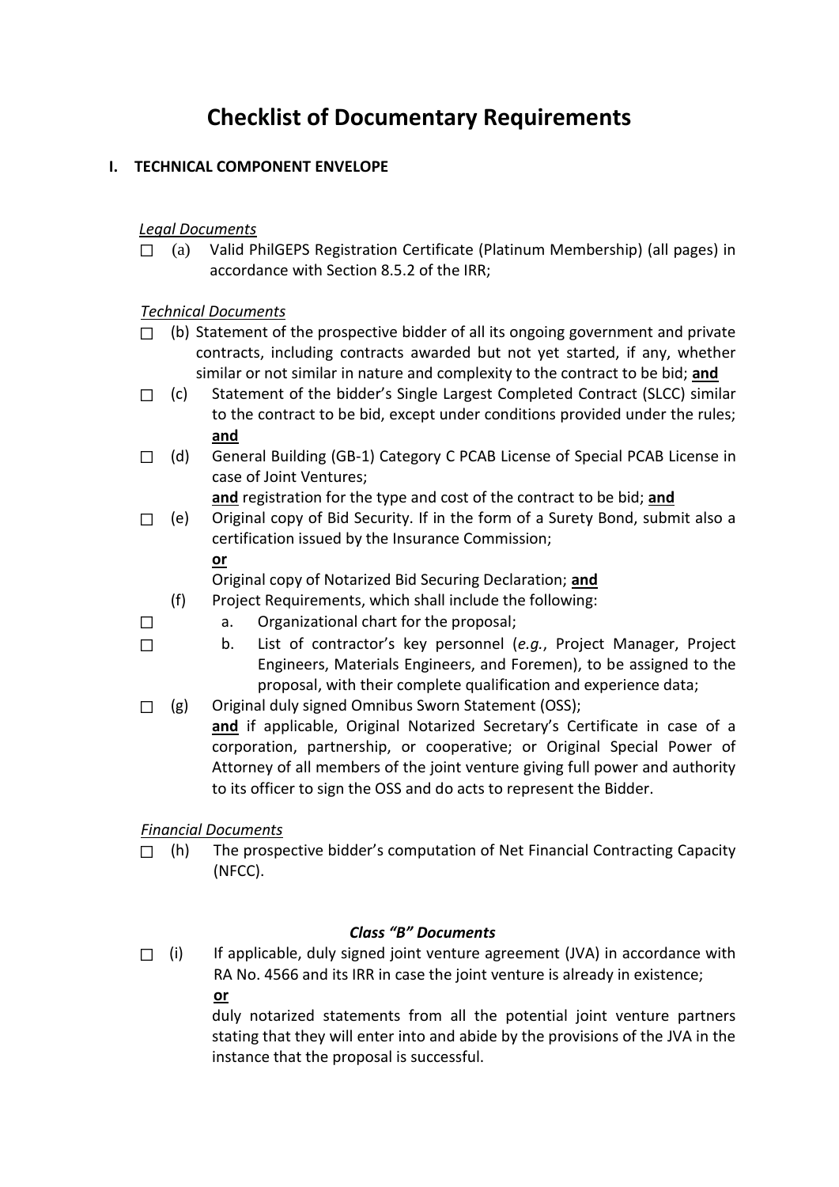# Checklist of Documentary Requirements

## I. TECHNICAL COMPONENT ENVELOPE

*Legal Documents*

☐ (a) Valid PhilGEPS Registration Certificate (Platinum Membership) (all pages) in accordance with Section 8.5.2 of the IRR;

*Technical Documents*

☐ (b) Statement of the prospective bidder of all its ongoing government and private contracts, including contracts awarded but not yet started, if any, whether similar or not similar in nature and complexity to the contract to be bid; **and**

☐ (c) Statement of the bidder's Single Largest Completed Contract (SLCC) similar to the contract to be bid, except under conditions provided under the rules; **and**

☐ (d) General Building (GB-1) Category C PCAB License of Special PCAB License in case of Joint Ventures;
**and** registration for the type and cost of the contract to be bid; **and**

☐ (e) Original copy of Bid Security. If in the form of a Surety Bond, submit also a certification issued by the Insurance Commission;
**or**
Original copy of Notarized Bid Securing Declaration; **and**

(f) Project Requirements, which shall include the following:

☐ a. Organizational chart for the proposal;

☐ b. List of contractor's key personnel (*e.g.*, Project Manager, Project Engineers, Materials Engineers, and Foremen), to be assigned to the proposal, with their complete qualification and experience data;

☐ (g) Original duly signed Omnibus Sworn Statement (OSS);
**and** if applicable, Original Notarized Secretary's Certificate in case of a corporation, partnership, or cooperative; or Original Special Power of Attorney of all members of the joint venture giving full power and authority to its officer to sign the OSS and do acts to represent the Bidder.

*Financial Documents*

☐ (h) The prospective bidder's computation of Net Financial Contracting Capacity (NFCC).

***Class "B" Documents***

☐ (i) If applicable, duly signed joint venture agreement (JVA) in accordance with RA No. 4566 and its IRR in case the joint venture is already in existence;
**or**
duly notarized statements from all the potential joint venture partners stating that they will enter into and abide by the provisions of the JVA in the instance that the proposal is successful.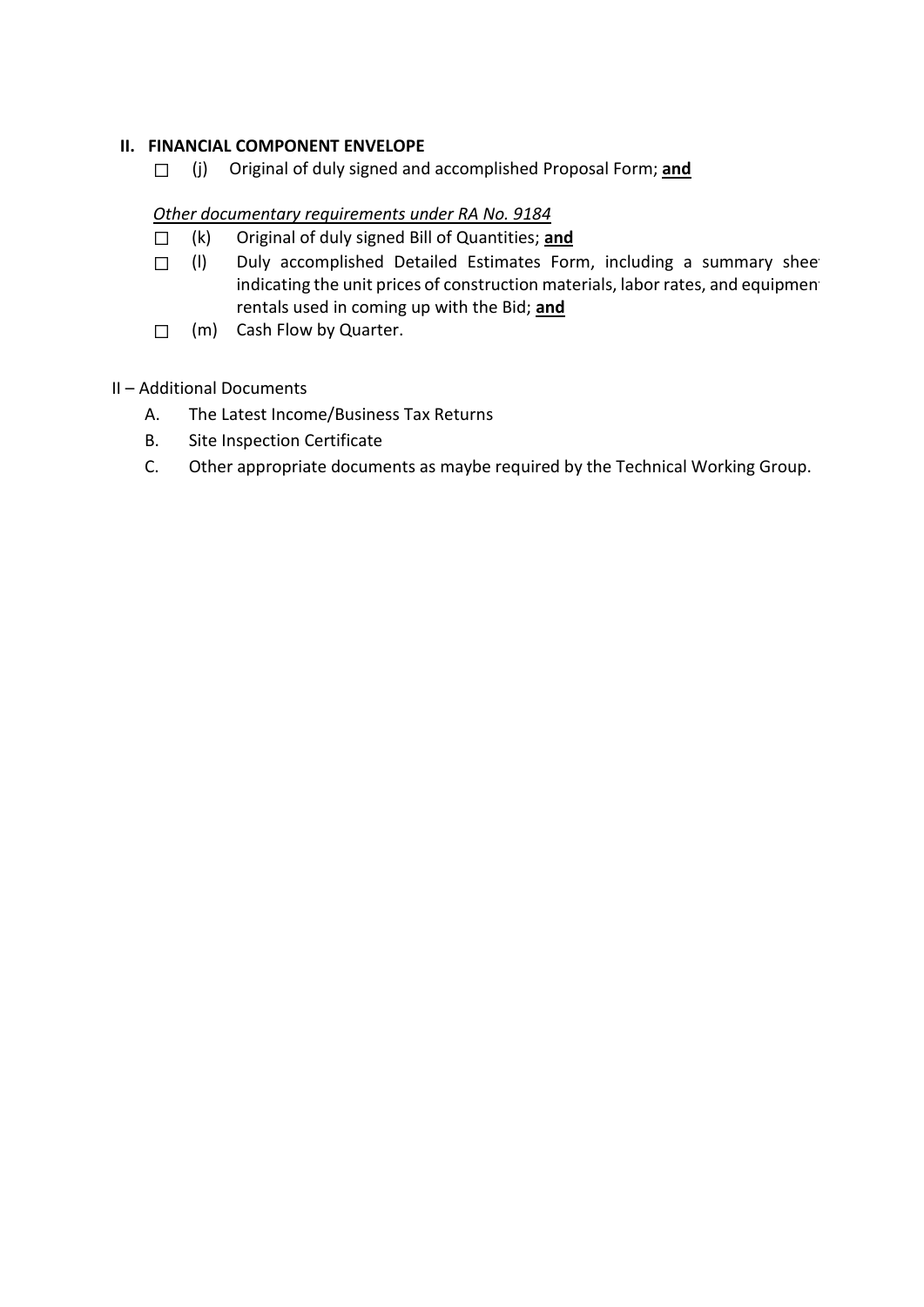## II. FINANCIAL COMPONENT ENVELOPE

- ☐ (j) Original of duly signed and accomplished Proposal Form; **and**

*Other documentary requirements under RA No. 9184*

- ☐ (k) Original of duly signed Bill of Quantities; **and**
- ☐ (l) Duly accomplished Detailed Estimates Form, including a summary sheet indicating the unit prices of construction materials, labor rates, and equipment rentals used in coming up with the Bid; **and**
- ☐ (m) Cash Flow by Quarter.

II – Additional Documents

A. The Latest Income/Business Tax Returns

B. Site Inspection Certificate

C. Other appropriate documents as maybe required by the Technical Working Group.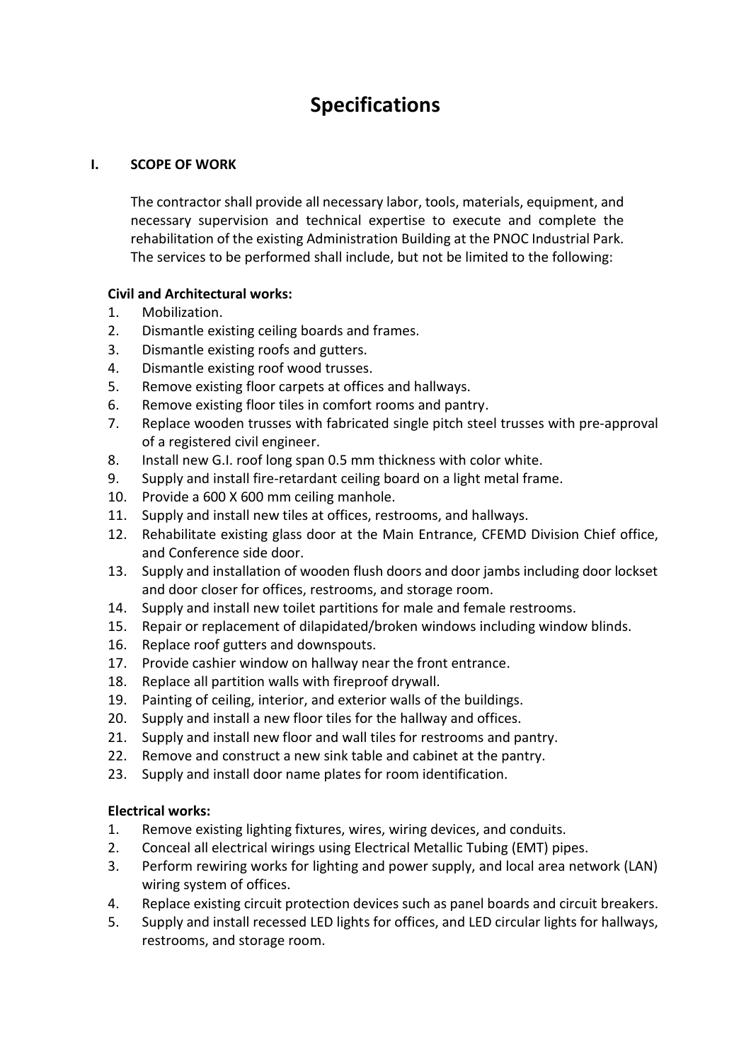# Specifications

## I. SCOPE OF WORK

The contractor shall provide all necessary labor, tools, materials, equipment, and necessary supervision and technical expertise to execute and complete the rehabilitation of the existing Administration Building at the PNOC Industrial Park. The services to be performed shall include, but not be limited to the following:

**Civil and Architectural works:**

1. Mobilization.
2. Dismantle existing ceiling boards and frames.
3. Dismantle existing roofs and gutters.
4. Dismantle existing roof wood trusses.
5. Remove existing floor carpets at offices and hallways.
6. Remove existing floor tiles in comfort rooms and pantry.
7. Replace wooden trusses with fabricated single pitch steel trusses with pre-approval of a registered civil engineer.
8. Install new G.I. roof long span 0.5 mm thickness with color white.
9. Supply and install fire-retardant ceiling board on a light metal frame.
10. Provide a 600 X 600 mm ceiling manhole.
11. Supply and install new tiles at offices, restrooms, and hallways.
12. Rehabilitate existing glass door at the Main Entrance, CFEMD Division Chief office, and Conference side door.
13. Supply and installation of wooden flush doors and door jambs including door lockset and door closer for offices, restrooms, and storage room.
14. Supply and install new toilet partitions for male and female restrooms.
15. Repair or replacement of dilapidated/broken windows including window blinds.
16. Replace roof gutters and downspouts.
17. Provide cashier window on hallway near the front entrance.
18. Replace all partition walls with fireproof drywall.
19. Painting of ceiling, interior, and exterior walls of the buildings.
20. Supply and install a new floor tiles for the hallway and offices.
21. Supply and install new floor and wall tiles for restrooms and pantry.
22. Remove and construct a new sink table and cabinet at the pantry.
23. Supply and install door name plates for room identification.

**Electrical works:**

1. Remove existing lighting fixtures, wires, wiring devices, and conduits.
2. Conceal all electrical wirings using Electrical Metallic Tubing (EMT) pipes.
3. Perform rewiring works for lighting and power supply, and local area network (LAN) wiring system of offices.
4. Replace existing circuit protection devices such as panel boards and circuit breakers.
5. Supply and install recessed LED lights for offices, and LED circular lights for hallways, restrooms, and storage room.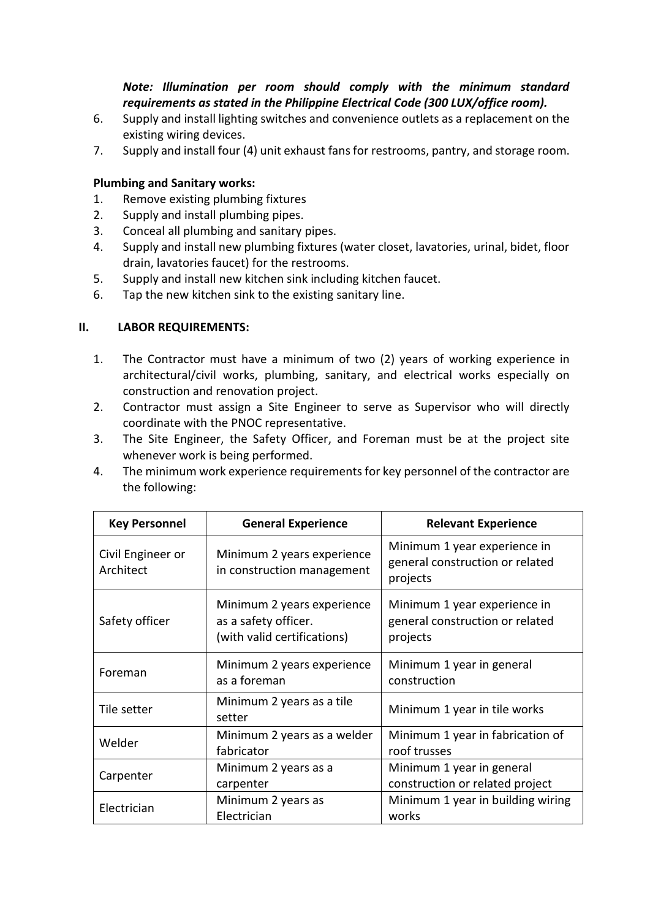***Note: Illumination per room should comply with the minimum standard requirements as stated in the Philippine Electrical Code (300 LUX/office room).***

6. Supply and install lighting switches and convenience outlets as a replacement on the existing wiring devices.
7. Supply and install four (4) unit exhaust fans for restrooms, pantry, and storage room.

**Plumbing and Sanitary works:**

1. Remove existing plumbing fixtures
2. Supply and install plumbing pipes.
3. Conceal all plumbing and sanitary pipes.
4. Supply and install new plumbing fixtures (water closet, lavatories, urinal, bidet, floor drain, lavatories faucet) for the restrooms.
5. Supply and install new kitchen sink including kitchen faucet.
6. Tap the new kitchen sink to the existing sanitary line.

## II. LABOR REQUIREMENTS:

1. The Contractor must have a minimum of two (2) years of working experience in architectural/civil works, plumbing, sanitary, and electrical works especially on construction and renovation project.
2. Contractor must assign a Site Engineer to serve as Supervisor who will directly coordinate with the PNOC representative.
3. The Site Engineer, the Safety Officer, and Foreman must be at the project site whenever work is being performed.
4. The minimum work experience requirements for key personnel of the contractor are the following:

| Key Personnel | General Experience | Relevant Experience |
|---|---|---|
| Civil Engineer or Architect | Minimum 2 years experience in construction management | Minimum 1 year experience in general construction or related projects |
| Safety officer | Minimum 2 years experience as a safety officer. (with valid certifications) | Minimum 1 year experience in general construction or related projects |
| Foreman | Minimum 2 years experience as a foreman | Minimum 1 year in general construction |
| Tile setter | Minimum 2 years as a tile setter | Minimum 1 year in tile works |
| Welder | Minimum 2 years as a welder fabricator | Minimum 1 year in fabrication of roof trusses |
| Carpenter | Minimum 2 years as a carpenter | Minimum 1 year in general construction or related project |
| Electrician | Minimum 2 years as Electrician | Minimum 1 year in building wiring works |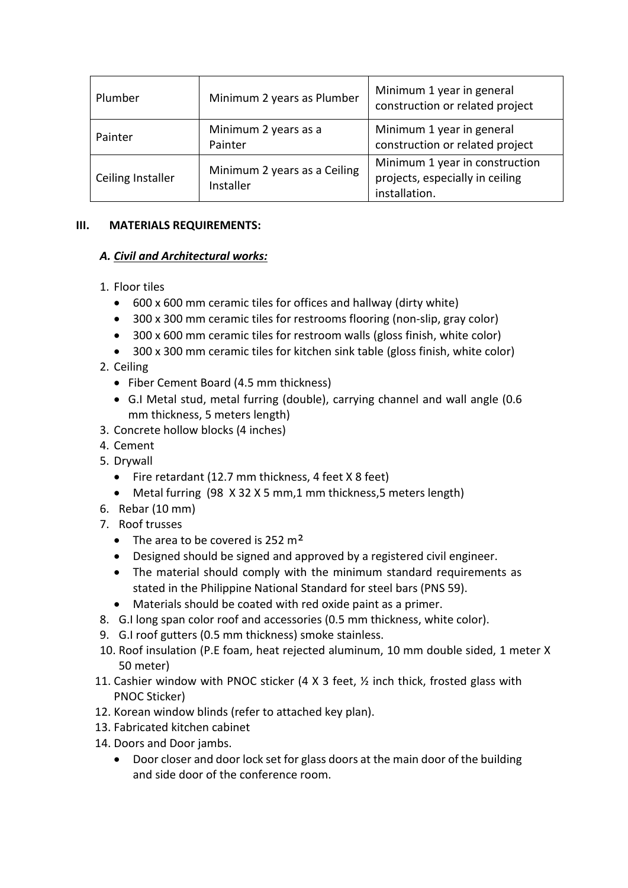| | | |
|---|---|---|
| Plumber | Minimum 2 years as Plumber | Minimum 1 year in general construction or related project |
| Painter | Minimum 2 years as a Painter | Minimum 1 year in general construction or related project |
| Ceiling Installer | Minimum 2 years as a Ceiling Installer | Minimum 1 year in construction projects, especially in ceiling installation. |

## III. MATERIALS REQUIREMENTS:

### *A. Civil and Architectural works:*

1. Floor tiles
   - 600 x 600 mm ceramic tiles for offices and hallway (dirty white)
   - 300 x 300 mm ceramic tiles for restrooms flooring (non-slip, gray color)
   - 300 x 600 mm ceramic tiles for restroom walls (gloss finish, white color)
   - 300 x 300 mm ceramic tiles for kitchen sink table (gloss finish, white color)
2. Ceiling
   - Fiber Cement Board (4.5 mm thickness)
   - G.I Metal stud, metal furring (double), carrying channel and wall angle (0.6 mm thickness, 5 meters length)
3. Concrete hollow blocks (4 inches)
4. Cement
5. Drywall
   - Fire retardant (12.7 mm thickness, 4 feet X 8 feet)
   - Metal furring (98 X 32 X 5 mm,1 mm thickness,5 meters length)
6. Rebar (10 mm)
7. Roof trusses
   - The area to be covered is 252 m$^2$
   - Designed should be signed and approved by a registered civil engineer.
   - The material should comply with the minimum standard requirements as stated in the Philippine National Standard for steel bars (PNS 59).
   - Materials should be coated with red oxide paint as a primer.
8. G.I long span color roof and accessories (0.5 mm thickness, white color).
9. G.I roof gutters (0.5 mm thickness) smoke stainless.
10. Roof insulation (P.E foam, heat rejected aluminum, 10 mm double sided, 1 meter X 50 meter)
11. Cashier window with PNOC sticker (4 X 3 feet, ½ inch thick, frosted glass with PNOC Sticker)
12. Korean window blinds (refer to attached key plan).
13. Fabricated kitchen cabinet
14. Doors and Door jambs.
    - Door closer and door lock set for glass doors at the main door of the building and side door of the conference room.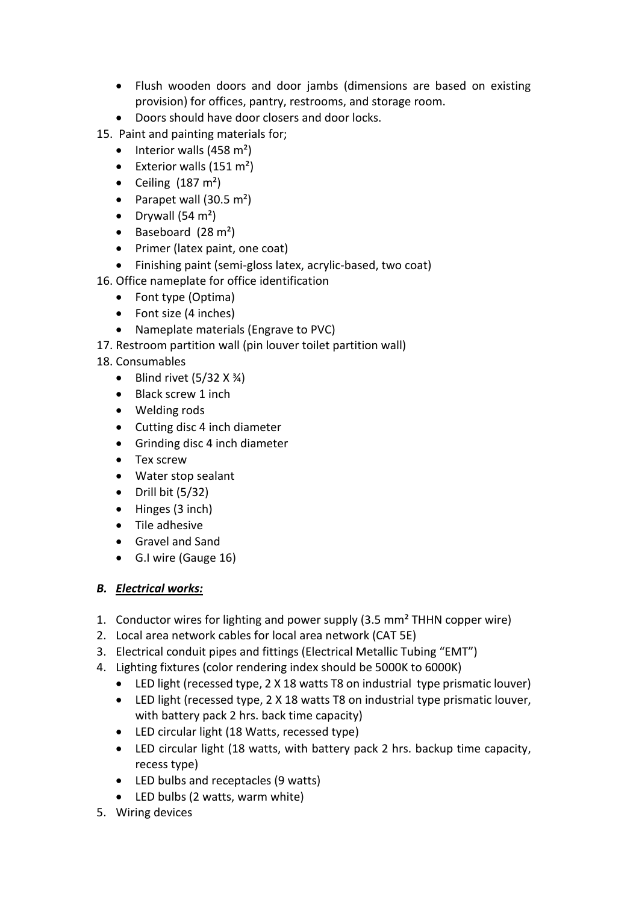- Flush wooden doors and door jambs (dimensions are based on existing provision) for offices, pantry, restrooms, and storage room.
- Doors should have door closers and door locks.

15. Paint and painting materials for;
    - Interior walls (458 m²)
    - Exterior walls (151 m²)
    - Ceiling (187 m²)
    - Parapet wall (30.5 m²)
    - Drywall (54 m²)
    - Baseboard (28 m²)
    - Primer (latex paint, one coat)
    - Finishing paint (semi-gloss latex, acrylic-based, two coat)
16. Office nameplate for office identification
    - Font type (Optima)
    - Font size (4 inches)
    - Nameplate materials (Engrave to PVC)
17. Restroom partition wall (pin louver toilet partition wall)
18. Consumables
    - Blind rivet (5/32 X ¾)
    - Black screw 1 inch
    - Welding rods
    - Cutting disc 4 inch diameter
    - Grinding disc 4 inch diameter
    - Tex screw
    - Water stop sealant
    - Drill bit (5/32)
    - Hinges (3 inch)
    - Tile adhesive
    - Gravel and Sand
    - G.I wire (Gauge 16)

### ***B. Electrical works:***

1. Conductor wires for lighting and power supply (3.5 mm² THHN copper wire)
2. Local area network cables for local area network (CAT 5E)
3. Electrical conduit pipes and fittings (Electrical Metallic Tubing "EMT")
4. Lighting fixtures (color rendering index should be 5000K to 6000K)
    - LED light (recessed type, 2 X 18 watts T8 on industrial type prismatic louver)
    - LED light (recessed type, 2 X 18 watts T8 on industrial type prismatic louver, with battery pack 2 hrs. back time capacity)
    - LED circular light (18 Watts, recessed type)
    - LED circular light (18 watts, with battery pack 2 hrs. backup time capacity, recess type)
    - LED bulbs and receptacles (9 watts)
    - LED bulbs (2 watts, warm white)
5. Wiring devices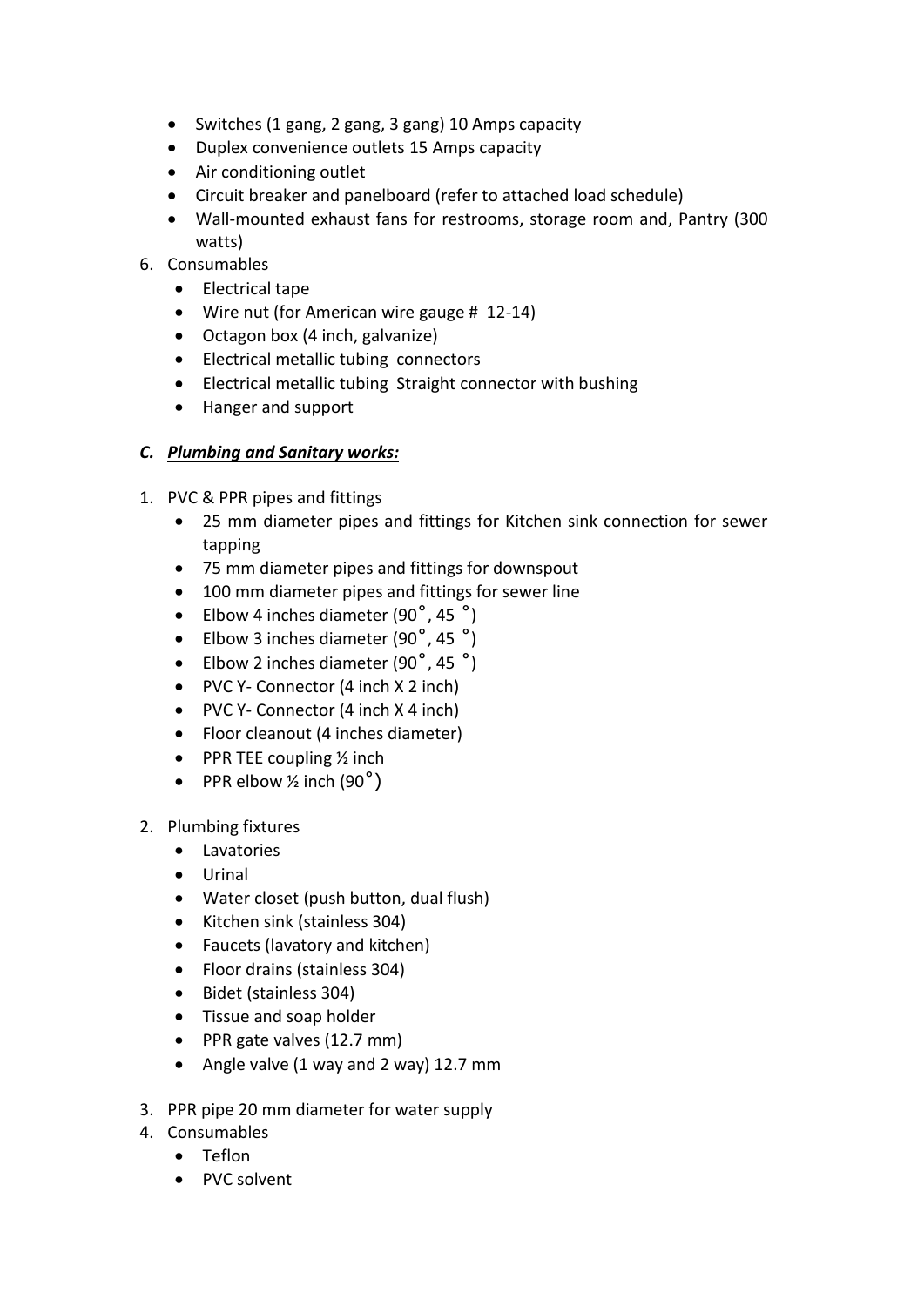- Switches (1 gang, 2 gang, 3 gang) 10 Amps capacity
- Duplex convenience outlets 15 Amps capacity
- Air conditioning outlet
- Circuit breaker and panelboard (refer to attached load schedule)
- Wall-mounted exhaust fans for restrooms, storage room and, Pantry (300 watts)

6. Consumables
   - Electrical tape
   - Wire nut (for American wire gauge # 12-14)
   - Octagon box (4 inch, galvanize)
   - Electrical metallic tubing connectors
   - Electrical metallic tubing Straight connector with bushing
   - Hanger and support

### *C. Plumbing and Sanitary works:*

1. PVC & PPR pipes and fittings
   - 25 mm diameter pipes and fittings for Kitchen sink connection for sewer tapping
   - 75 mm diameter pipes and fittings for downspout
   - 100 mm diameter pipes and fittings for sewer line
   - Elbow 4 inches diameter (90˚, 45 ˚)
   - Elbow 3 inches diameter (90˚, 45 ˚)
   - Elbow 2 inches diameter (90˚, 45 ˚)
   - PVC Y- Connector (4 inch X 2 inch)
   - PVC Y- Connector (4 inch X 4 inch)
   - Floor cleanout (4 inches diameter)
   - PPR TEE coupling ½ inch
   - PPR elbow ½ inch (90˚)

2. Plumbing fixtures
   - Lavatories
   - Urinal
   - Water closet (push button, dual flush)
   - Kitchen sink (stainless 304)
   - Faucets (lavatory and kitchen)
   - Floor drains (stainless 304)
   - Bidet (stainless 304)
   - Tissue and soap holder
   - PPR gate valves (12.7 mm)
   - Angle valve (1 way and 2 way) 12.7 mm

3. PPR pipe 20 mm diameter for water supply
4. Consumables
   - Teflon
   - PVC solvent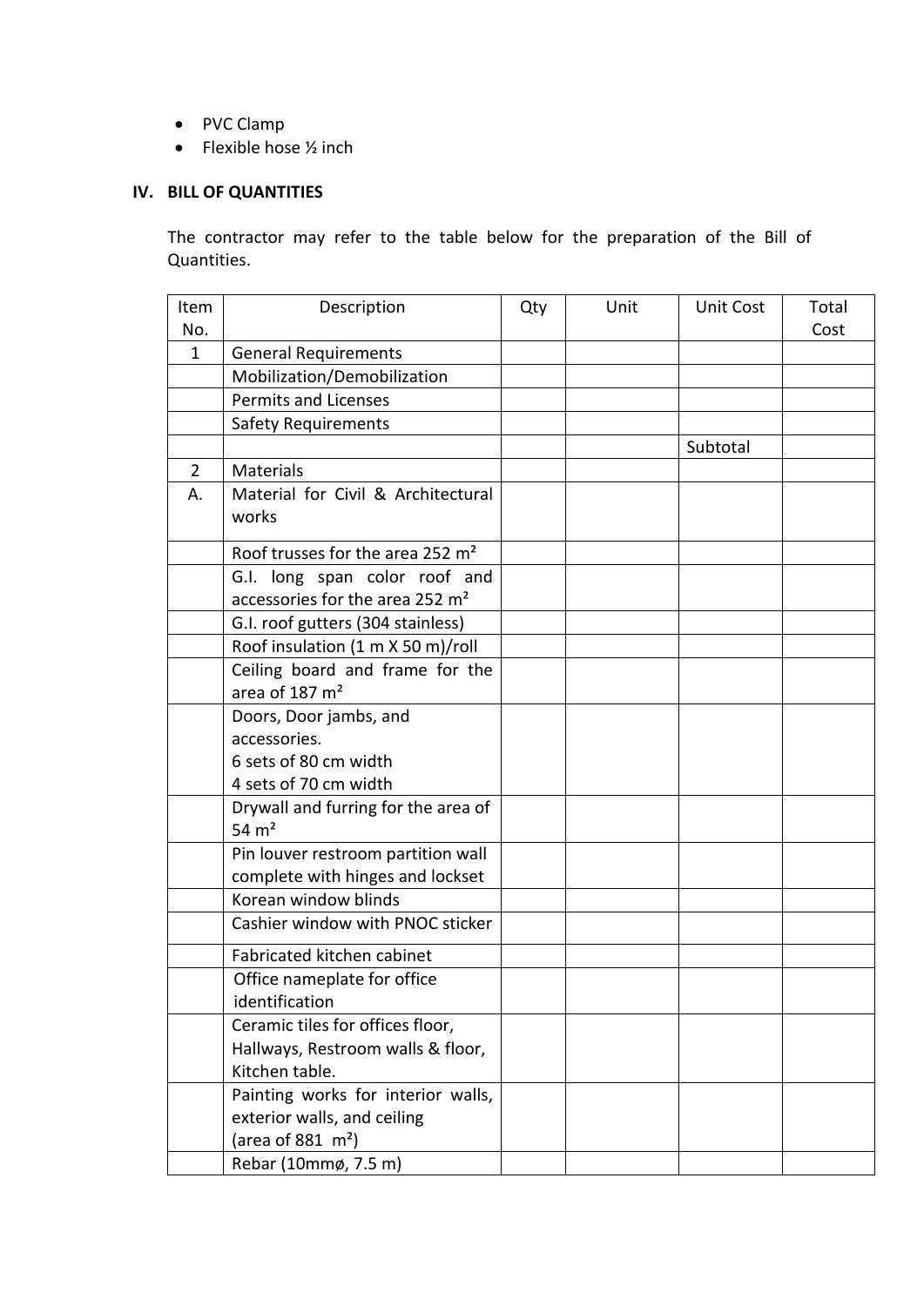- PVC Clamp
- Flexible hose ½ inch

## IV. BILL OF QUANTITIES

The contractor may refer to the table below for the preparation of the Bill of Quantities.

| Item No. | Description | Qty | Unit | Unit Cost | Total Cost |
|---|---|---|---|---|---|
| 1 | General Requirements | | | | |
| | Mobilization/Demobilization | | | | |
| | Permits and Licenses | | | | |
| | Safety Requirements | | | | |
| | | | | Subtotal | |
| 2 | Materials | | | | |
| A. | Material for Civil & Architectural works | | | | |
| | Roof trusses for the area 252 m² | | | | |
| | G.I. long span color roof and accessories for the area 252 m² | | | | |
| | G.I. roof gutters (304 stainless) | | | | |
| | Roof insulation (1 m X 50 m)/roll | | | | |
| | Ceiling board and frame for the area of 187 m² | | | | |
| | Doors, Door jambs, and accessories.<br>6 sets of 80 cm width<br>4 sets of 70 cm width | | | | |
| | Drywall and furring for the area of 54 m² | | | | |
| | Pin louver restroom partition wall complete with hinges and lockset | | | | |
| | Korean window blinds | | | | |
| | Cashier window with PNOC sticker | | | | |
| | Fabricated kitchen cabinet | | | | |
| | Office nameplate for office identification | | | | |
| | Ceramic tiles for offices floor, Hallways, Restroom walls & floor, Kitchen table. | | | | |
| | Painting works for interior walls, exterior walls, and ceiling (area of 881 m²) | | | | |
| | Rebar (10mmø, 7.5 m) | | | | |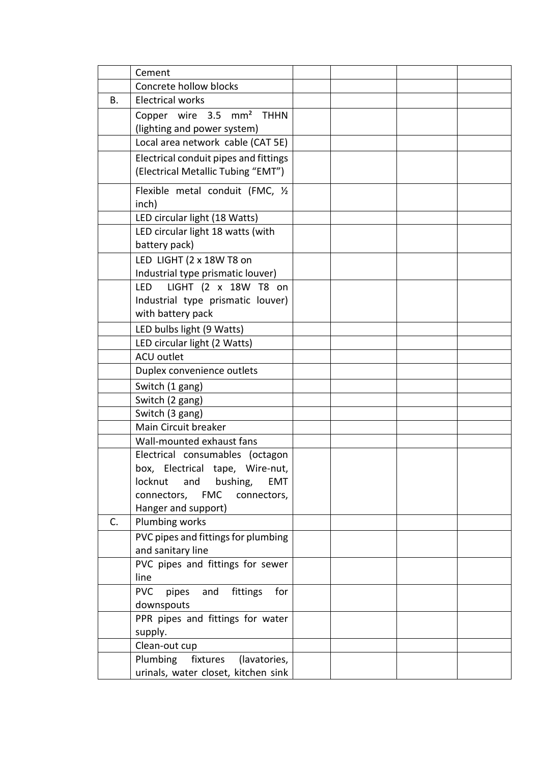| | | | | | |
|---|---|---|---|---|---|
| | Cement | | | | |
| | Concrete hollow blocks | | | | |
| B. | Electrical works | | | | |
| | Copper wire 3.5 mm² THHN (lighting and power system) | | | | |
| | Local area network cable (CAT 5E) | | | | |
| | Electrical conduit pipes and fittings (Electrical Metallic Tubing "EMT") | | | | |
| | Flexible metal conduit (FMC, ½ inch) | | | | |
| | LED circular light (18 Watts) | | | | |
| | LED circular light 18 watts (with battery pack) | | | | |
| | LED LIGHT (2 x 18W T8 on Industrial type prismatic louver) | | | | |
| | LED LIGHT (2 x 18W T8 on Industrial type prismatic louver) with battery pack | | | | |
| | LED bulbs light (9 Watts) | | | | |
| | LED circular light (2 Watts) | | | | |
| | ACU outlet | | | | |
| | Duplex convenience outlets | | | | |
| | Switch (1 gang) | | | | |
| | Switch (2 gang) | | | | |
| | Switch (3 gang) | | | | |
| | Main Circuit breaker | | | | |
| | Wall-mounted exhaust fans | | | | |
| | Electrical consumables (octagon box, Electrical tape, Wire-nut, locknut and bushing, EMT connectors, FMC connectors, Hanger and support) | | | | |
| C. | Plumbing works | | | | |
| | PVC pipes and fittings for plumbing and sanitary line | | | | |
| | PVC pipes and fittings for sewer line | | | | |
| | PVC pipes and fittings for downspouts | | | | |
| | PPR pipes and fittings for water supply. | | | | |
| | Clean-out cup | | | | |
| | Plumbing fixtures (lavatories, urinals, water closet, kitchen sink | | | | |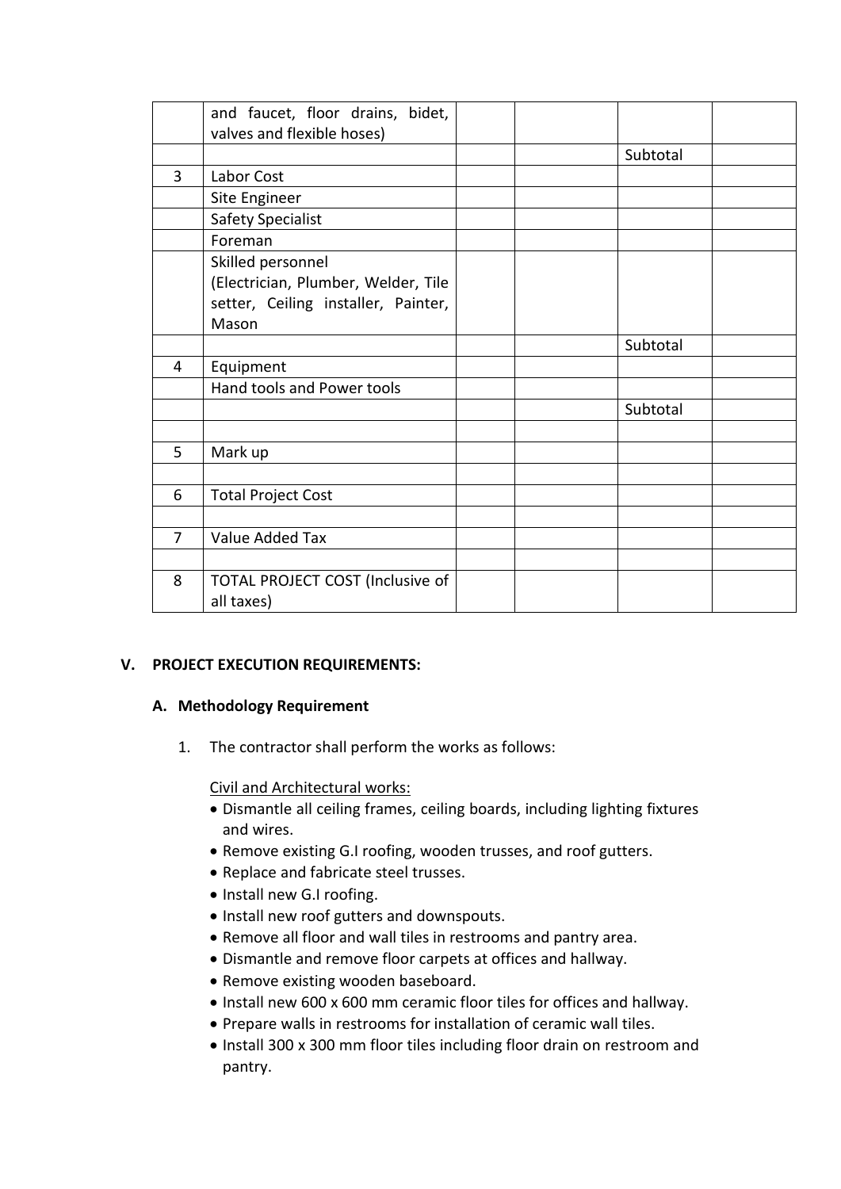| | | | | | |
|---|---|---|---|---|---|
| | and faucet, floor drains, bidet, valves and flexible hoses) | | | | |
| | | | | Subtotal | |
| 3 | Labor Cost | | | | |
| | Site Engineer | | | | |
| | Safety Specialist | | | | |
| | Foreman | | | | |
| | Skilled personnel (Electrician, Plumber, Welder, Tile setter, Ceiling installer, Painter, Mason | | | | |
| | | | | Subtotal | |
| 4 | Equipment | | | | |
| | Hand tools and Power tools | | | | |
| | | | | Subtotal | |
| | | | | | |
| 5 | Mark up | | | | |
| | | | | | |
| 6 | Total Project Cost | | | | |
| | | | | | |
| 7 | Value Added Tax | | | | |
| | | | | | |
| 8 | TOTAL PROJECT COST (Inclusive of all taxes) | | | | |

## V. PROJECT EXECUTION REQUIREMENTS:

### A. Methodology Requirement

1. The contractor shall perform the works as follows:

   Civil and Architectural works:

   - Dismantle all ceiling frames, ceiling boards, including lighting fixtures and wires.
   - Remove existing G.I roofing, wooden trusses, and roof gutters.
   - Replace and fabricate steel trusses.
   - Install new G.I roofing.
   - Install new roof gutters and downspouts.
   - Remove all floor and wall tiles in restrooms and pantry area.
   - Dismantle and remove floor carpets at offices and hallway.
   - Remove existing wooden baseboard.
   - Install new 600 x 600 mm ceramic floor tiles for offices and hallway.
   - Prepare walls in restrooms for installation of ceramic wall tiles.
   - Install 300 x 300 mm floor tiles including floor drain on restroom and pantry.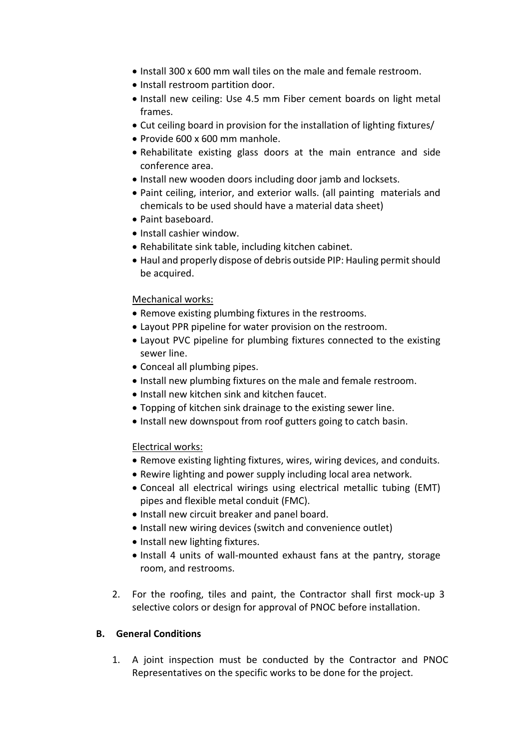- Install 300 x 600 mm wall tiles on the male and female restroom.
- Install restroom partition door.
- Install new ceiling: Use 4.5 mm Fiber cement boards on light metal frames.
- Cut ceiling board in provision for the installation of lighting fixtures/
- Provide 600 x 600 mm manhole.
- Rehabilitate existing glass doors at the main entrance and side conference area.
- Install new wooden doors including door jamb and locksets.
- Paint ceiling, interior, and exterior walls. (all painting materials and chemicals to be used should have a material data sheet)
- Paint baseboard.
- Install cashier window.
- Rehabilitate sink table, including kitchen cabinet.
- Haul and properly dispose of debris outside PIP: Hauling permit should be acquired.

<u>Mechanical works:</u>

- Remove existing plumbing fixtures in the restrooms.
- Layout PPR pipeline for water provision on the restroom.
- Layout PVC pipeline for plumbing fixtures connected to the existing sewer line.
- Conceal all plumbing pipes.
- Install new plumbing fixtures on the male and female restroom.
- Install new kitchen sink and kitchen faucet.
- Topping of kitchen sink drainage to the existing sewer line.
- Install new downspout from roof gutters going to catch basin.

<u>Electrical works:</u>

- Remove existing lighting fixtures, wires, wiring devices, and conduits.
- Rewire lighting and power supply including local area network.
- Conceal all electrical wirings using electrical metallic tubing (EMT) pipes and flexible metal conduit (FMC).
- Install new circuit breaker and panel board.
- Install new wiring devices (switch and convenience outlet)
- Install new lighting fixtures.
- Install 4 units of wall-mounted exhaust fans at the pantry, storage room, and restrooms.

2. For the roofing, tiles and paint, the Contractor shall first mock-up 3 selective colors or design for approval of PNOC before installation.

## B. General Conditions

1. A joint inspection must be conducted by the Contractor and PNOC Representatives on the specific works to be done for the project.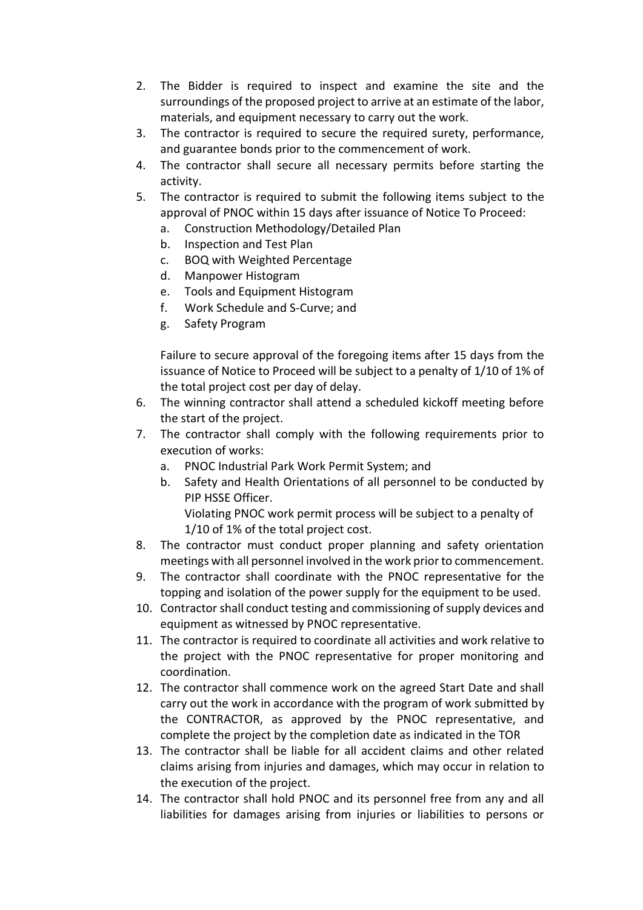2. The Bidder is required to inspect and examine the site and the surroundings of the proposed project to arrive at an estimate of the labor, materials, and equipment necessary to carry out the work.
3. The contractor is required to secure the required surety, performance, and guarantee bonds prior to the commencement of work.
4. The contractor shall secure all necessary permits before starting the activity.
5. The contractor is required to submit the following items subject to the approval of PNOC within 15 days after issuance of Notice To Proceed:
   a. Construction Methodology/Detailed Plan
   b. Inspection and Test Plan
   c. BOQ with Weighted Percentage
   d. Manpower Histogram
   e. Tools and Equipment Histogram
   f. Work Schedule and S-Curve; and
   g. Safety Program

   Failure to secure approval of the foregoing items after 15 days from the issuance of Notice to Proceed will be subject to a penalty of 1/10 of 1% of the total project cost per day of delay.
6. The winning contractor shall attend a scheduled kickoff meeting before the start of the project.
7. The contractor shall comply with the following requirements prior to execution of works:
   a. PNOC Industrial Park Work Permit System; and
   b. Safety and Health Orientations of all personnel to be conducted by PIP HSSE Officer.

      Violating PNOC work permit process will be subject to a penalty of 1/10 of 1% of the total project cost.
8. The contractor must conduct proper planning and safety orientation meetings with all personnel involved in the work prior to commencement.
9. The contractor shall coordinate with the PNOC representative for the topping and isolation of the power supply for the equipment to be used.
10. Contractor shall conduct testing and commissioning of supply devices and equipment as witnessed by PNOC representative.
11. The contractor is required to coordinate all activities and work relative to the project with the PNOC representative for proper monitoring and coordination.
12. The contractor shall commence work on the agreed Start Date and shall carry out the work in accordance with the program of work submitted by the CONTRACTOR, as approved by the PNOC representative, and complete the project by the completion date as indicated in the TOR
13. The contractor shall be liable for all accident claims and other related claims arising from injuries and damages, which may occur in relation to the execution of the project.
14. The contractor shall hold PNOC and its personnel free from any and all liabilities for damages arising from injuries or liabilities to persons or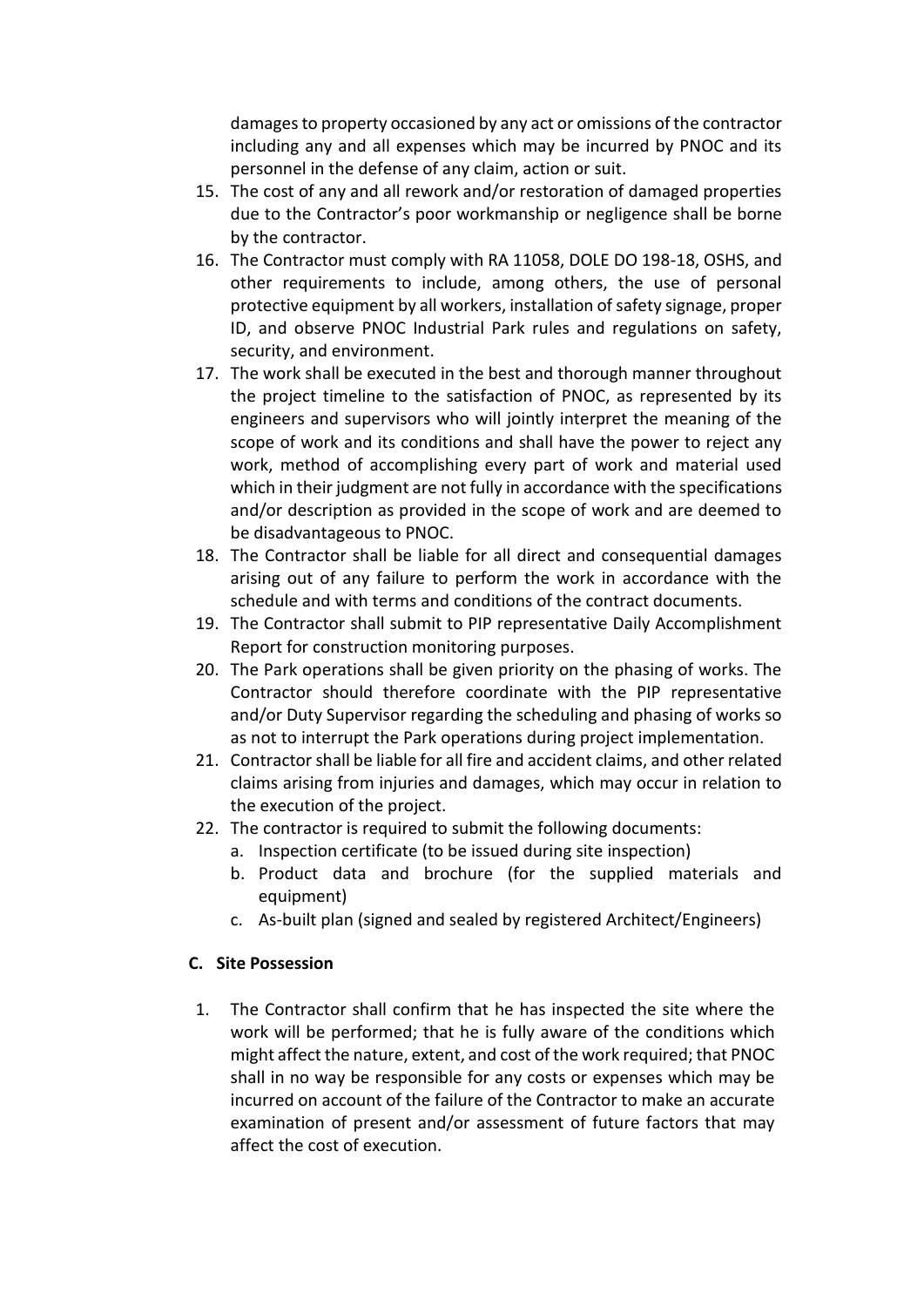damages to property occasioned by any act or omissions of the contractor including any and all expenses which may be incurred by PNOC and its personnel in the defense of any claim, action or suit.

15. The cost of any and all rework and/or restoration of damaged properties due to the Contractor's poor workmanship or negligence shall be borne by the contractor.
16. The Contractor must comply with RA 11058, DOLE DO 198-18, OSHS, and other requirements to include, among others, the use of personal protective equipment by all workers, installation of safety signage, proper ID, and observe PNOC Industrial Park rules and regulations on safety, security, and environment.
17. The work shall be executed in the best and thorough manner throughout the project timeline to the satisfaction of PNOC, as represented by its engineers and supervisors who will jointly interpret the meaning of the scope of work and its conditions and shall have the power to reject any work, method of accomplishing every part of work and material used which in their judgment are not fully in accordance with the specifications and/or description as provided in the scope of work and are deemed to be disadvantageous to PNOC.
18. The Contractor shall be liable for all direct and consequential damages arising out of any failure to perform the work in accordance with the schedule and with terms and conditions of the contract documents.
19. The Contractor shall submit to PIP representative Daily Accomplishment Report for construction monitoring purposes.
20. The Park operations shall be given priority on the phasing of works. The Contractor should therefore coordinate with the PIP representative and/or Duty Supervisor regarding the scheduling and phasing of works so as not to interrupt the Park operations during project implementation.
21. Contractor shall be liable for all fire and accident claims, and other related claims arising from injuries and damages, which may occur in relation to the execution of the project.
22. The contractor is required to submit the following documents:
    a. Inspection certificate (to be issued during site inspection)
    b. Product data and brochure (for the supplied materials and equipment)
    c. As-built plan (signed and sealed by registered Architect/Engineers)

**C. Site Possession**

1. The Contractor shall confirm that he has inspected the site where the work will be performed; that he is fully aware of the conditions which might affect the nature, extent, and cost of the work required; that PNOC shall in no way be responsible for any costs or expenses which may be incurred on account of the failure of the Contractor to make an accurate examination of present and/or assessment of future factors that may affect the cost of execution.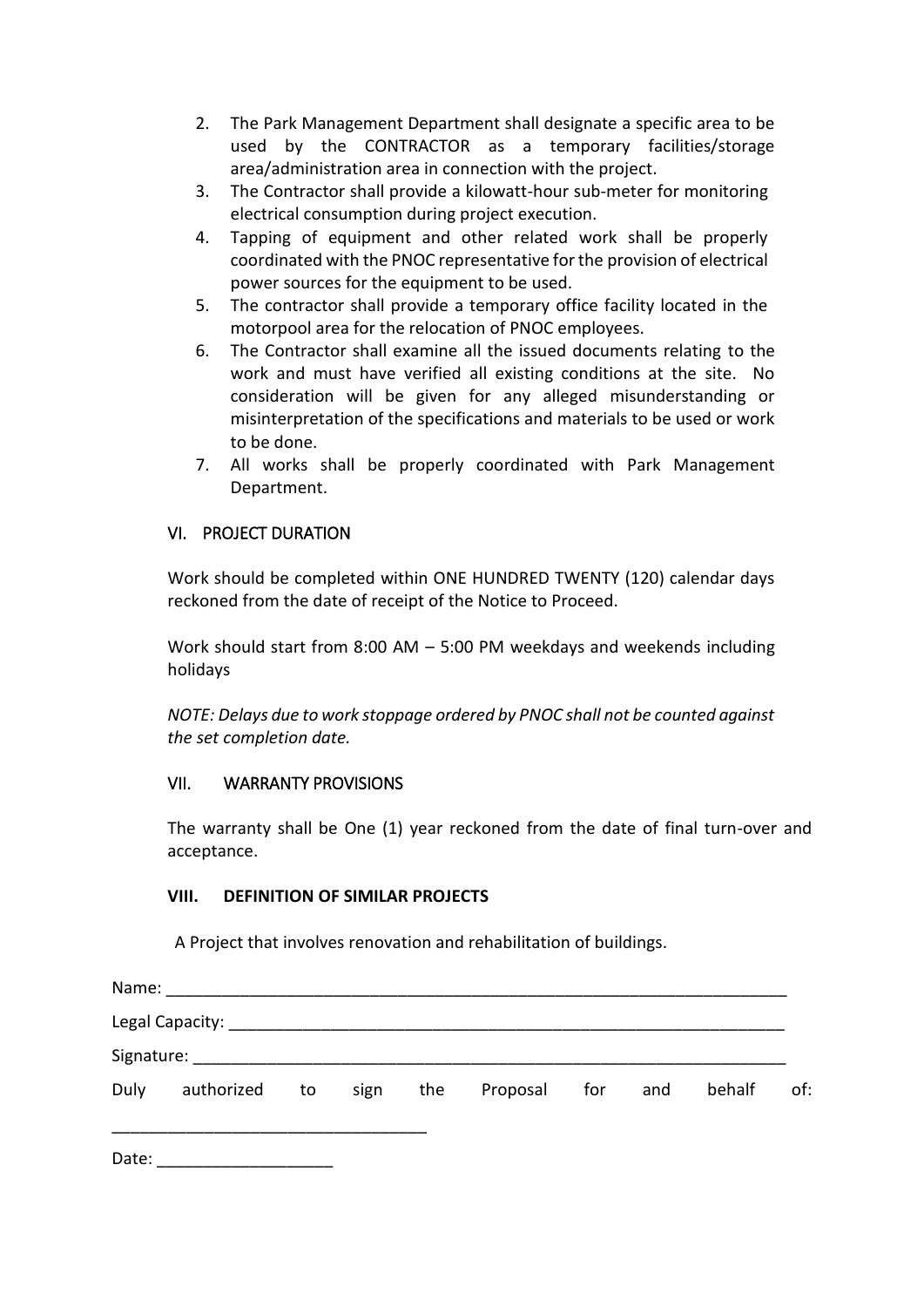2. The Park Management Department shall designate a specific area to be used by the CONTRACTOR as a temporary facilities/storage area/administration area in connection with the project.
3. The Contractor shall provide a kilowatt-hour sub-meter for monitoring electrical consumption during project execution.
4. Tapping of equipment and other related work shall be properly coordinated with the PNOC representative for the provision of electrical power sources for the equipment to be used.
5. The contractor shall provide a temporary office facility located in the motorpool area for the relocation of PNOC employees.
6. The Contractor shall examine all the issued documents relating to the work and must have verified all existing conditions at the site. No consideration will be given for any alleged misunderstanding or misinterpretation of the specifications and materials to be used or work to be done.
7. All works shall be properly coordinated with Park Management Department.

## VI. PROJECT DURATION

Work should be completed within ONE HUNDRED TWENTY (120) calendar days reckoned from the date of receipt of the Notice to Proceed.

Work should start from 8:00 AM – 5:00 PM weekdays and weekends including holidays

*NOTE: Delays due to work stoppage ordered by PNOC shall not be counted against the set completion date.*

## VII. WARRANTY PROVISIONS

The warranty shall be One (1) year reckoned from the date of final turn-over and acceptance.

## VIII. DEFINITION OF SIMILAR PROJECTS

A Project that involves renovation and rehabilitation of buildings.

Name: ____________________________________________________________________

Legal Capacity: _____________________________________________________________

Signature: _________________________________________________________________

Duly authorized to sign the Proposal for and behalf of:

__________________________________

Date: ___________________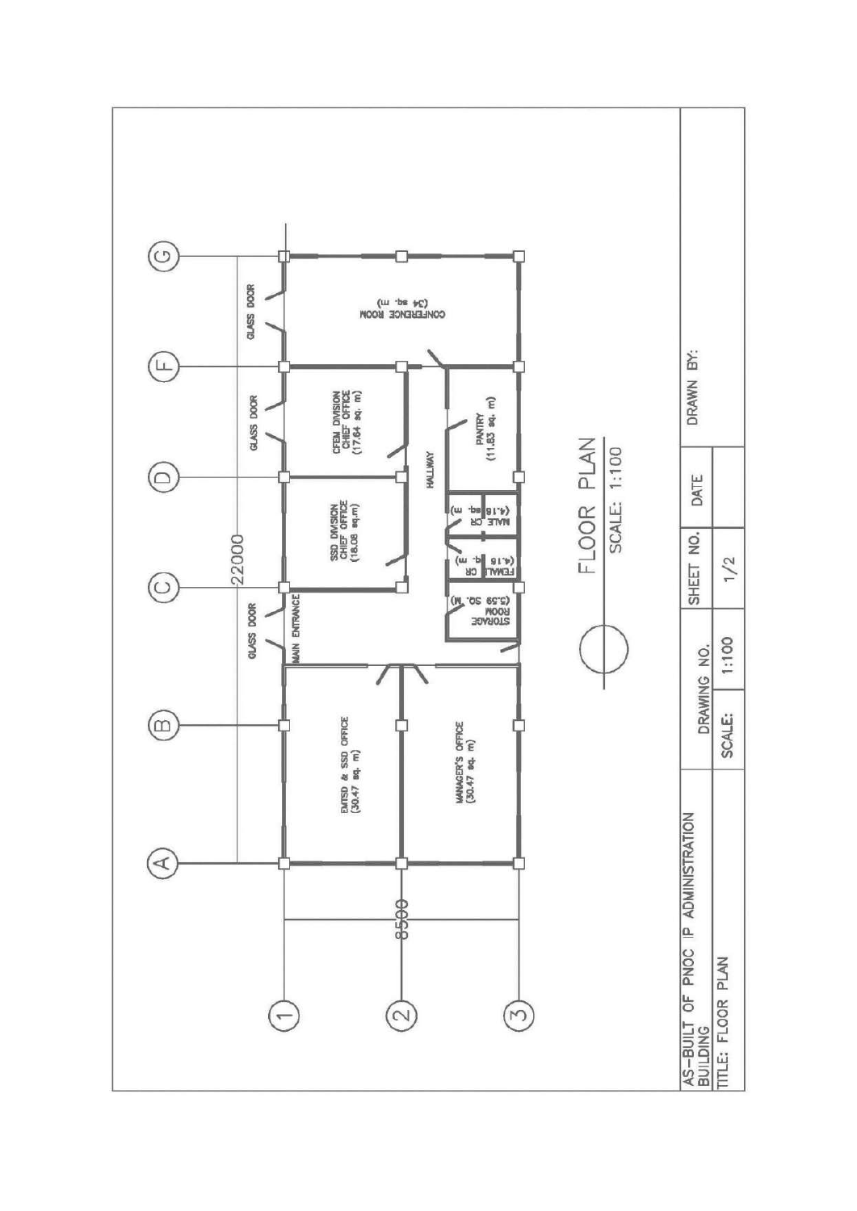# FLOOR PLAN

SCALE: 1:100

- EMTSD & SSD OFFICE (30.47 sq. m)
- MANAGER'S OFFICE (30.47 sq. m)
- MAIN ENTRANCE
- GLASS DOOR
- STORAGE ROOM (5.59 SQ. M)
- FEMALE CR (4.16 sq. m)
- MALE CR (4.16 sq. m)
- SSD DIVISION CHIEF OFFICE (18.08 sq.m)
- CFEM DIVISION CHIEF OFFICE (17.64 sq. m)
- HALLWAY
- PANTRY (11.83 sq. m)
- CONFERENCE ROOM (34 sq. m)

Dimensions: 22000; 8500

Grid lines: A, B, C, D, F, G; 1, 2, 3

| AS-BUILT OF PNOC IP ADMINISTRATION BUILDING | DRAWING NO. | SHEET NO. | DATE | DRAWN BY: |
|---|---|---|---|---|
| TITLE: FLOOR PLAN | SCALE: 1:100 | 1/2 | | |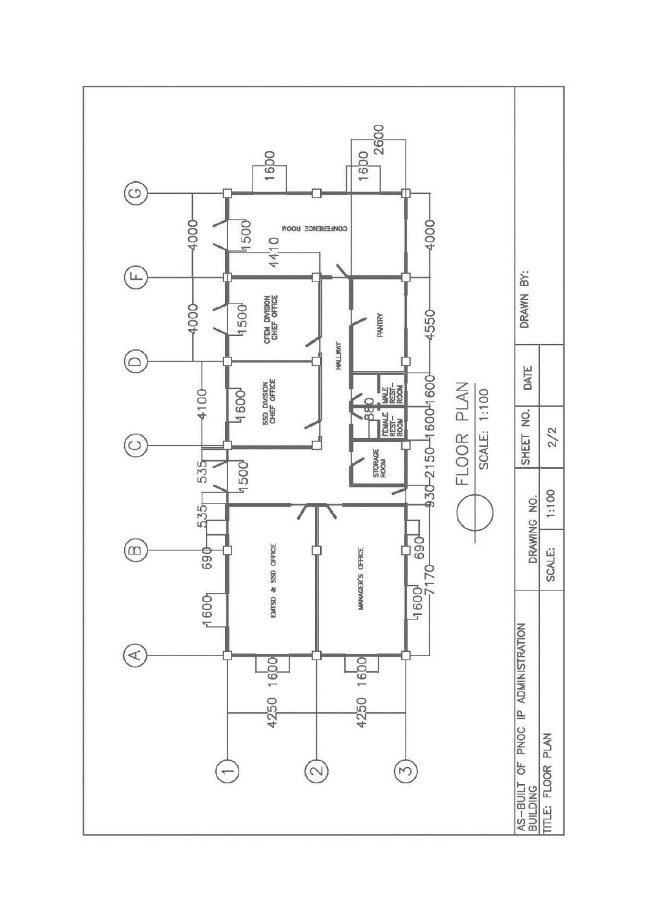# FLOOR PLAN

SCALE: 1:100

| AS-BUILT OF PNOC IP ADMINISTRATION BUILDING | DRAWING NO. | SHEET NO. | DATE | DRAWN BY: |
|---|---|---|---|---|
| TITLE: FLOOR PLAN | SCALE: 1:100 | 2/2 | | |

EMTSD & SSD OFFICE

MANAGER'S OFFICE

SSD DIVISION CHIEF OFFICE

CFEM DIVISION CHIEF OFFICE

CONFERENCE ROOM

HALLWAY

PANTRY

STORAGE ROOM

FEMALE REST-ROOM

MALE REST-ROOM

Grid lines: A, B, C, D, F, G; 1, 2, 3

Dimensions: 4250, 4250, 1600, 1600, 1600, 1600, 690, 690, 535, 535, 1500, 1500, 1500, 1500, 1600, 4100, 4000, 4000, 4410, 1600, 2600, 7170, 930, 2150, 1600, 1600, 880, 4550, 4000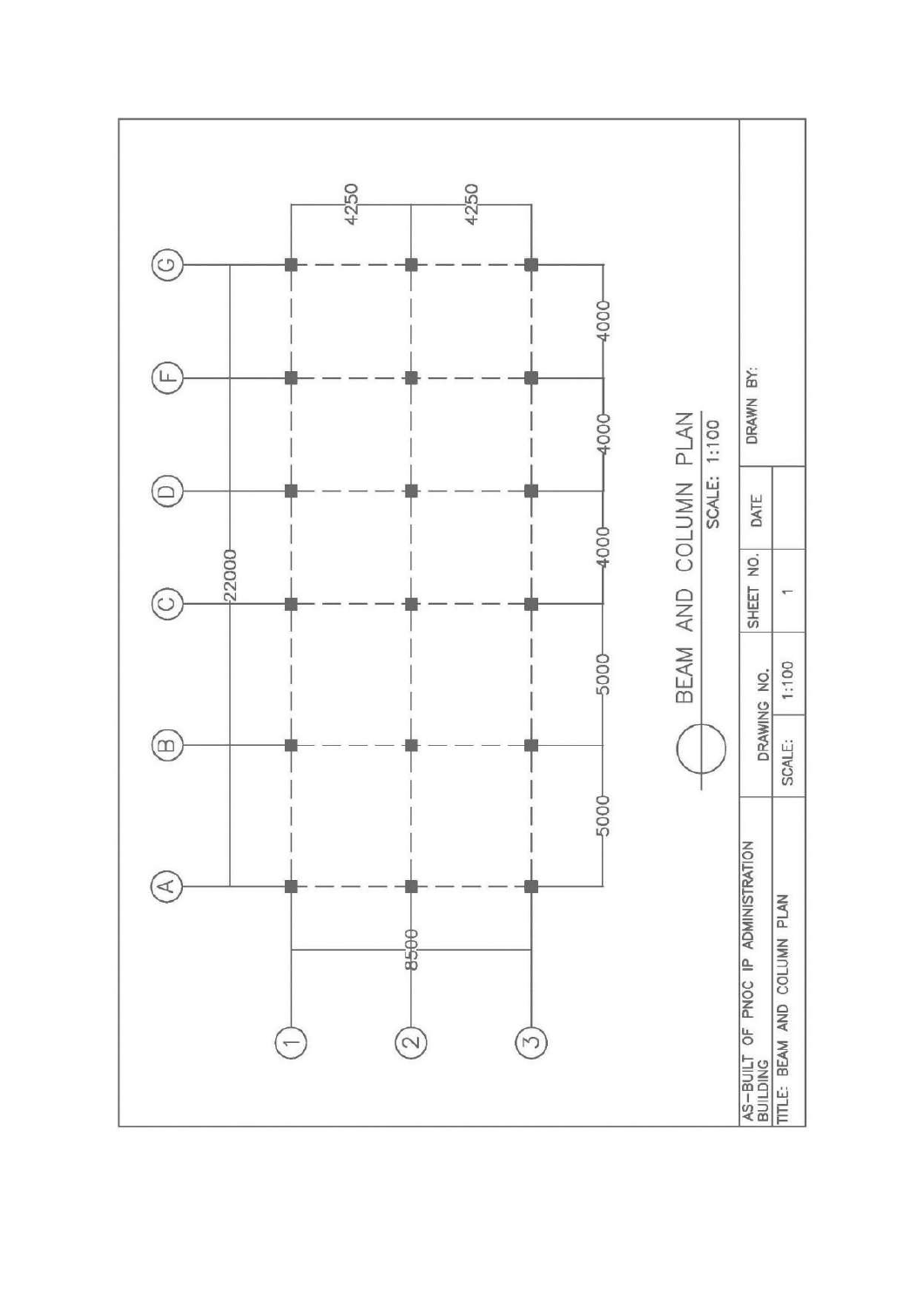# BEAM AND COLUMN PLAN

SCALE: 1:100

Grid lines: A, B, C, D, F, G (spacing: 5000, 5000, 4000, 4000, 4000, 4000; overall 22000)

Grid lines: 1, 2, 3 (spacing: 4250, 4250; overall 8500)

| AS-BUILT OF PNOC IP ADMINISTRATION BUILDING | DRAWING NO. | SHEET NO. | DATE | DRAWN BY: |
|---|---|---|---|---|
| TITLE: BEAM AND COLUMN PLAN | SCALE: 1:100 | 1 | | |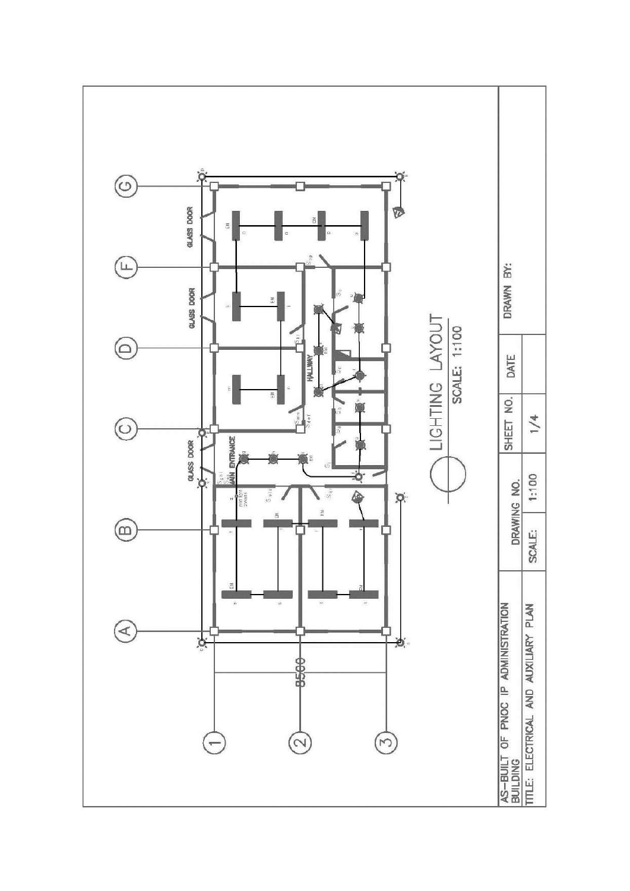# LIGHTING LAYOUT

SCALE: 1:100

| AS-BUILT OF PNOC IP ADMINISTRATION BUILDING | DRAWING NO. | SHEET NO. | DATE | DRAWN BY: |
|---|---|---|---|---|
| TITLE: ELECTRICAL AND AUXILIARY PLAN | SCALE: 1:100 | 1/4 | | |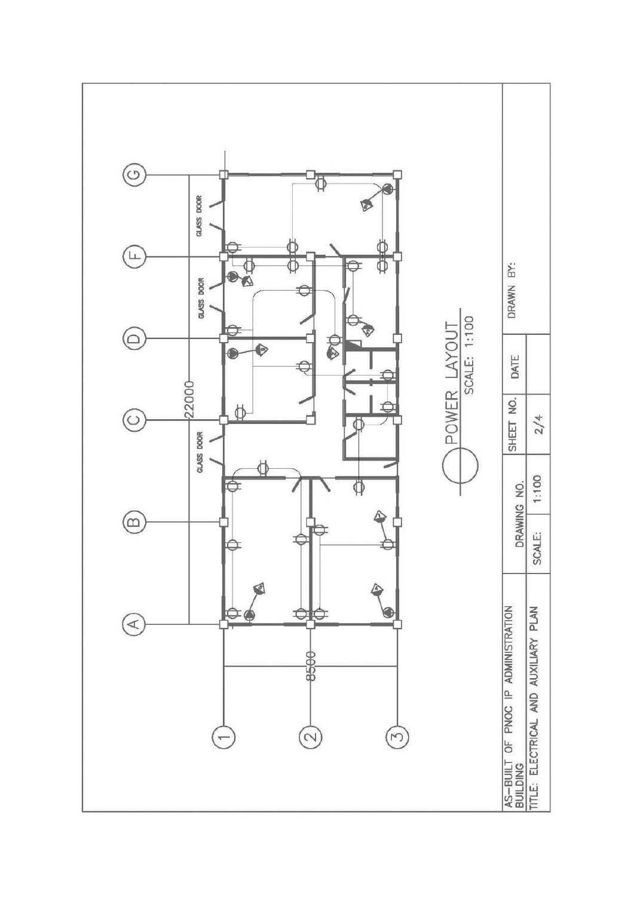# POWER LAYOUT

SCALE: 1:100

GLASS DOOR

GLASS DOOR

GLASS DOOR

22000

8500

A B C D F G

1 2 3

| AS-BUILT OF PNOC IP ADMINISTRATION BUILDING | DRAWING NO. | SHEET NO. | DATE | DRAWN BY: |
|---|---|---|---|---|
| TITLE: ELECTRICAL AND AUXILIARY PLAN | SCALE: 1:100 | 2/4 | | |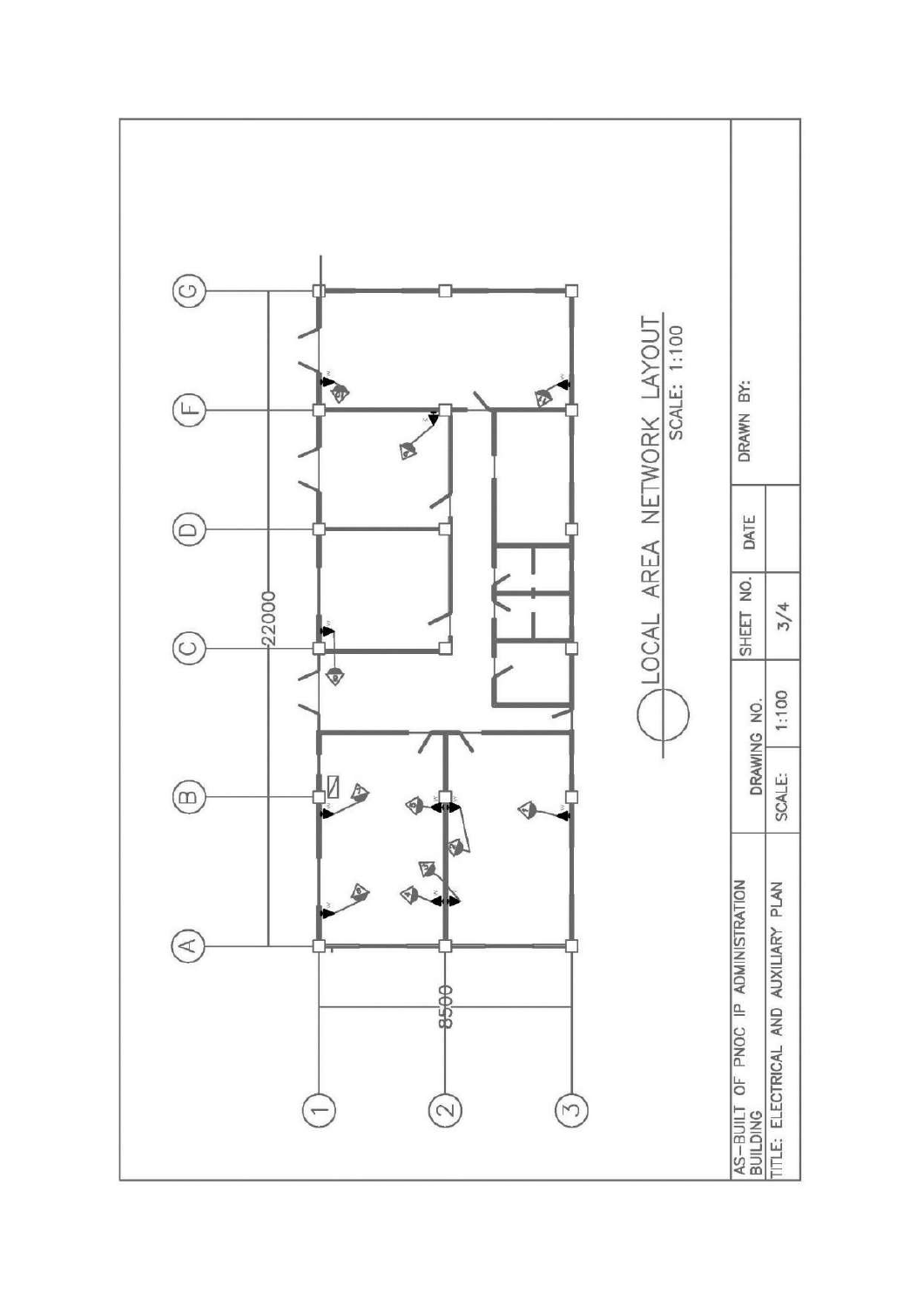# LOCAL AREA NETWORK LAYOUT

SCALE: 1:100

Grid lines: A, B, C, D, F, G (horizontal); 1, 2, 3 (vertical)

Dimensions: 22000; 8500

| AS-BUILT OF PNOC IP ADMINISTRATION BUILDING | DRAWING NO. | SHEET NO. | DATE | DRAWN BY: |
|---|---|---|---|---|
| TITLE: ELECTRICAL AND AUXILIARY PLAN | SCALE: 1:100 | 3/4 | | |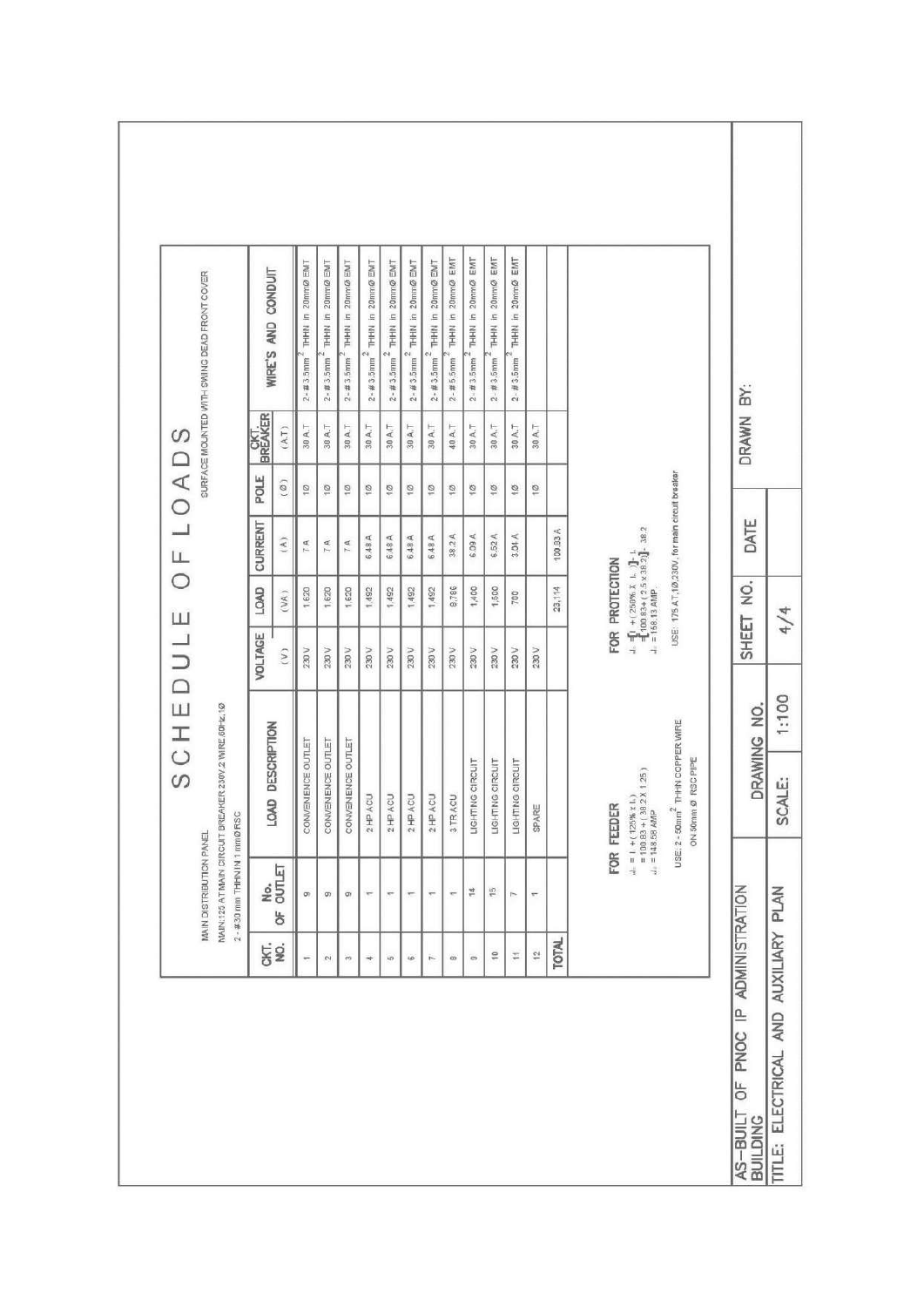# SCHEDULE OF LOADS

MAIN DISTRIBUTION PANEL

MAIN: 125 AT MAIN CIRCUIT BREAKER 230V,2 WIRE,60Hz,1Ø

2 - #30 mm THHN IN 1 mmØ RSC

SURFACE MOUNTED WITH SWING DEAD FRONT COVER

| CKT. NO. | No. OF OUTLET | LOAD DESCRIPTION | VOLTAGE (V) | LOAD (VA) | CURRENT (A) | POLE (Ø) | CKT. BREAKER (A.T) | WIRE'S AND CONDUIT |
|---|---|---|---|---|---|---|---|---|
| 1 | 9 | CONVENIENCE OUTLET | 230 V | 1,620 | 7 A | 1Ø | 30 A.T | 2 - # 3.5mm² THHN in 20mmØ EMT |
| 2 | 9 | CONVENIENCE OUTLET | 230 V | 1,620 | 7 A | 1Ø | 30 A.T | 2 - # 3.5mm² THHN in 20mmØ EMT |
| 3 | 9 | CONVENIENCE OUTLET | 230 V | 1,620 | 7 A | 1Ø | 30 A.T | 2 - # 3.5mm² THHN in 20mmØ EMT |
| 4 | 1 | 2 HP ACU | 230 V | 1,492 | 6.48 A | 1Ø | 30 A.T | 2 - # 3.5mm² THHN in 20mmØ EMT |
| 5 | 1 | 2 HP ACU | 230 V | 1,492 | 6.48 A | 1Ø | 30 A.T | 2 - # 3.5mm² THHN in 20mmØ EMT |
| 6 | 1 | 2 HP ACU | 230 V | 1,492 | 6.48 A | 1Ø | 30 A.T | 2 - # 3.5mm² THHN in 20mmØ EMT |
| 7 | 1 | 2 HP ACU | 230 V | 1,492 | 6.48 A | 1Ø | 30 A.T | 2 - # 3.5mm² THHN in 20mmØ EMT |
| 8 | 1 | 3 TR ACU | 230 V | 8,786 | 38.2 A | 1Ø | 40 A.T | 2 - # 5.5mm² THHN in 20mmØ EMT |
| 9 | 14 | LIGHTING CIRCUIT | 230 V | 1,400 | 6.09 A | 1Ø | 30 A.T | 2 - # 3.5mm² THHN in 20mmØ EMT |
| 10 | 15 | LIGHTING CIRCUIT | 230 V | 1,500 | 6.52 A | 1Ø | 30 A.T | 2 - # 3.5mm² THHN in 20mmØ EMT |
| 11 | 7 | LIGHTING CIRCUIT | 230 V | 700 | 3.04 A | 1Ø | 30 A.T | 2 - # 3.5mm² THHN in 20mmØ EMT |
| 12 | 1 | SPARE | 230 V | | | 1Ø | 30 A.T | |
| TOTAL | | | | 23,114 | 100.83 A | | | |

**FOR FEEDER**

$I_F = I_L + (125\% \times I_L)$

$= 100.83 + (38.2 \times 1.25)$

$I_F = 148.58$ AMP

USE: 2 - 50mm² THHN COPPER WIRE ON 50mm Ø RSC PIPE

**FOR PROTECTION**

$I_P = [I_L + (250\% \times I_L)] - I_L$

$= [100.83 + (2.5 \times 38.2)] - 38.2$

$I_P = 158.13$ AMP

USE: 175 AT,1Ø,230V, for main circuit breaker

| AS-BUILT OF PNOC IP ADMINISTRATION BUILDING | DRAWING NO. | SHEET NO. | DATE | DRAWN BY: |
|---|---|---|---|---|
| TITLE: ELECTRICAL AND AUXILIARY PLAN | SCALE: 1:100 | 4/4 | | |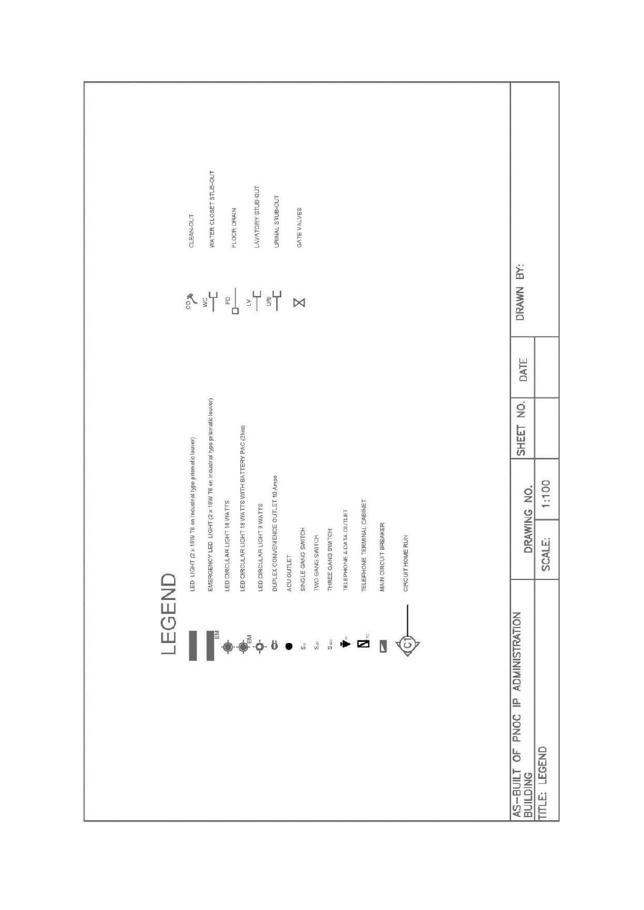# LEGEND

- LED LIGHT (2 x 18W T8 on Industrial type prismatic louver)
- EMERGENCY LED LIGHT (2 x 18W T8 on industrial type prismatic louver)
- LED CIRCULAR LIGHT 18 WATTS
- LED CIRCULAR LIGHT 18 WATTS WITH BATTERY PAC (2hrs)
- LED CIRCULAR LIGHT 9 WATTS
- DUPLEX CONVENIENCE OUTLET 10 Amps
- ACU OUTLET
- SINGLE GANG SWITCH
- TWO GANG SWITCH
- THREE GANG SWITCH
- TELEPHONE & DATA OUTLET
- TELEPHONE TERMINAL CABINET
- MAIN CIRCUIT BREAKER
- CIRCUIT HOME RUN

- CO — CLEAN-OUT
- WC — WATER CLOSET STUB-OUT
- FD — FLOOR DRAIN
- LV — LAVATORY STUB-OUT
- URI — URINAL STUB-OUT
- GATE VALVES

| AS-BUILT OF PNOC IP ADMINISTRATION BUILDING | DRAWING NO. | | SHEET NO. | DATE | DRAWN BY: |
|---|---|---|---|---|---|
| TITLE: LEGEND | SCALE: | 1:100 | | | |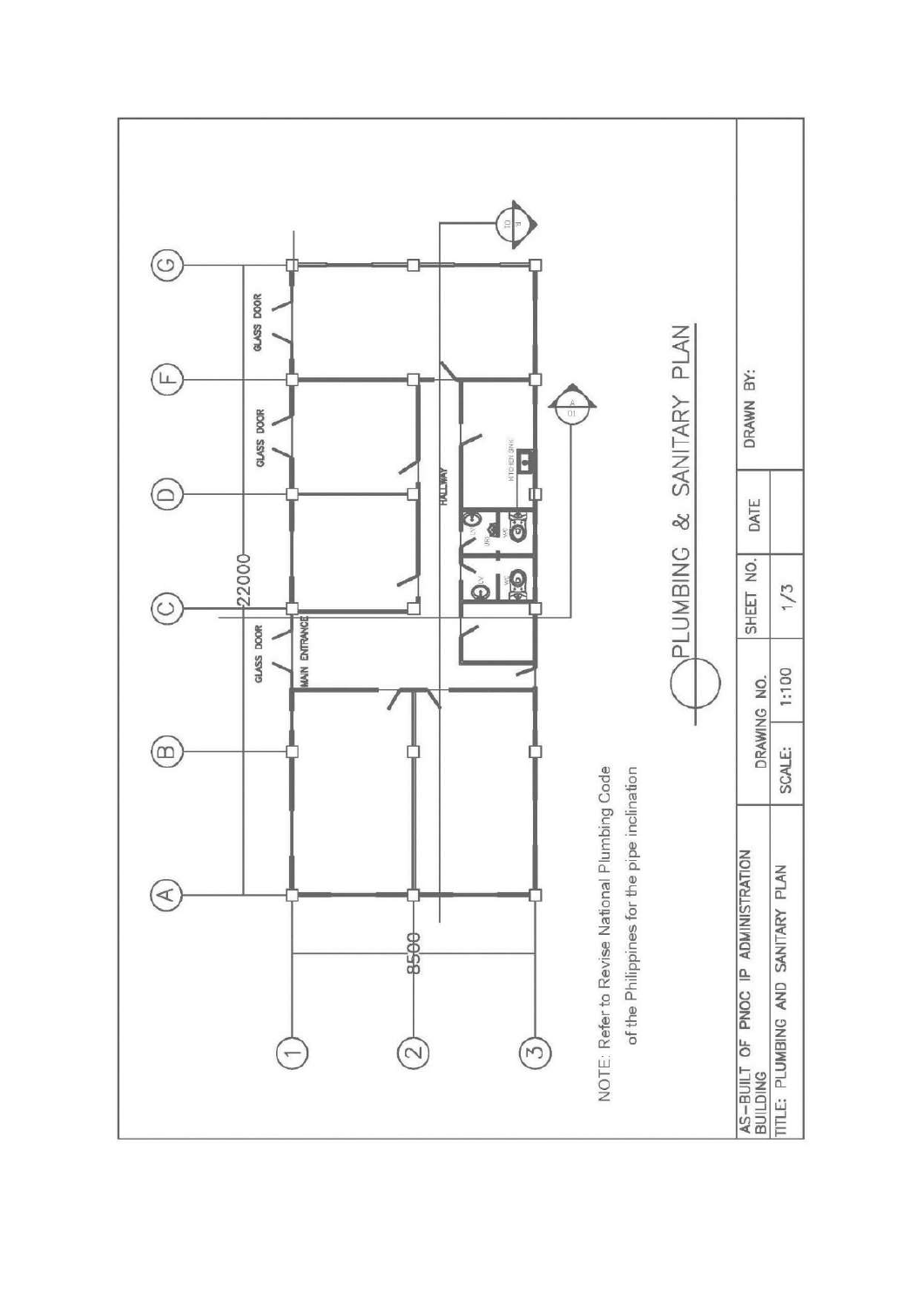# PLUMBING & SANITARY PLAN

GLASS DOOR

GLASS DOOR

GLASS DOOR

MAIN ENTRANCE

HALLWAY

KITCHEN SINK

22000

8500

NOTE: Refer to Revise National Plumbing Code of the Philippines for the pipe inclination

| AS-BUILT OF PNOC IP ADMINISTRATION BUILDING | DRAWING NO. | SHEET NO. | DATE | DRAWN BY: |
|---|---|---|---|---|
| TITLE: PLUMBING AND SANITARY PLAN | SCALE: 1:100 | 1/3 | | |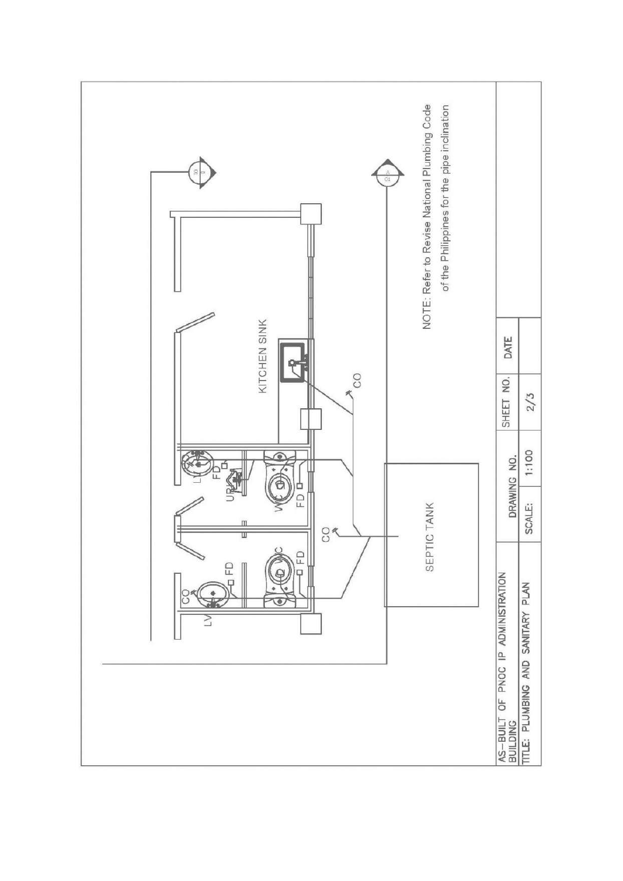KITCHEN SINK

CO

LV

FD

UR

WC

FD

CO

FD

WC

FD

CO

LV

SEPTIC TANK

NOTE: Refer to Revise National Plumbing Code of the Philippines for the pipe inclination

| AS-BUILT OF PNOC IP ADMINISTRATION BUILDING | DRAWING NO. | SHEET NO. | DATE |
|---|---|---|---|
| TITLE: PLUMBING AND SANITARY PLAN | SCALE: 1:100 | 2/3 | |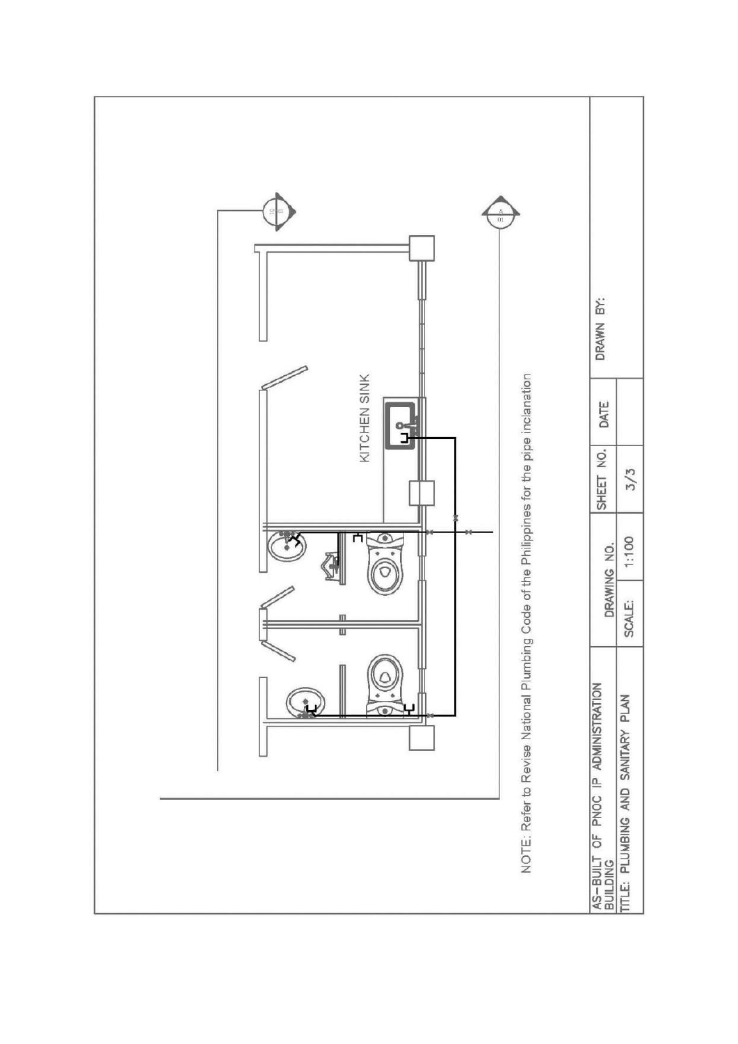KITCHEN SINK

NOTE: Refer to Revise National Plumbing Code of the Philippines for the pipe inclanation

| AS-BUILT OF PNOC IP ADMINISTRATION BUILDING | DRAWING NO. | SHEET NO. | DATE | DRAWN BY: |
|---|---|---|---|---|
| TITLE: PLUMBING AND SANITARY PLAN | SCALE: 1:100 | 3/3 | | |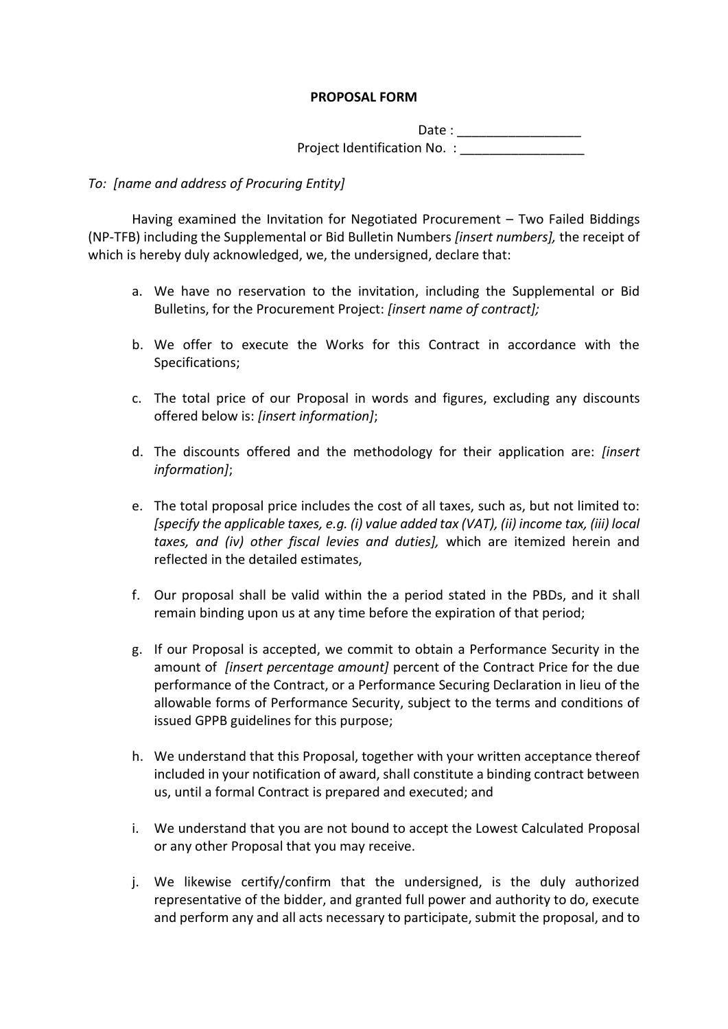**PROPOSAL FORM**

Date : _________________

Project Identification No. : _________________

*To: [name and address of Procuring Entity]*

Having examined the Invitation for Negotiated Procurement – Two Failed Biddings (NP-TFB) including the Supplemental or Bid Bulletin Numbers *[insert numbers],* the receipt of which is hereby duly acknowledged, we, the undersigned, declare that:

a. We have no reservation to the invitation, including the Supplemental or Bid Bulletins, for the Procurement Project: *[insert name of contract];*

b. We offer to execute the Works for this Contract in accordance with the Specifications;

c. The total price of our Proposal in words and figures, excluding any discounts offered below is: *[insert information]*;

d. The discounts offered and the methodology for their application are: *[insert information]*;

e. The total proposal price includes the cost of all taxes, such as, but not limited to: *[specify the applicable taxes, e.g. (i) value added tax (VAT), (ii) income tax, (iii) local taxes, and (iv) other fiscal levies and duties],* which are itemized herein and reflected in the detailed estimates,

f. Our proposal shall be valid within the a period stated in the PBDs, and it shall remain binding upon us at any time before the expiration of that period;

g. If our Proposal is accepted, we commit to obtain a Performance Security in the amount of *[insert percentage amount]* percent of the Contract Price for the due performance of the Contract, or a Performance Securing Declaration in lieu of the allowable forms of Performance Security, subject to the terms and conditions of issued GPPB guidelines for this purpose;

h. We understand that this Proposal, together with your written acceptance thereof included in your notification of award, shall constitute a binding contract between us, until a formal Contract is prepared and executed; and

i. We understand that you are not bound to accept the Lowest Calculated Proposal or any other Proposal that you may receive.

j. We likewise certify/confirm that the undersigned, is the duly authorized representative of the bidder, and granted full power and authority to do, execute and perform any and all acts necessary to participate, submit the proposal, and to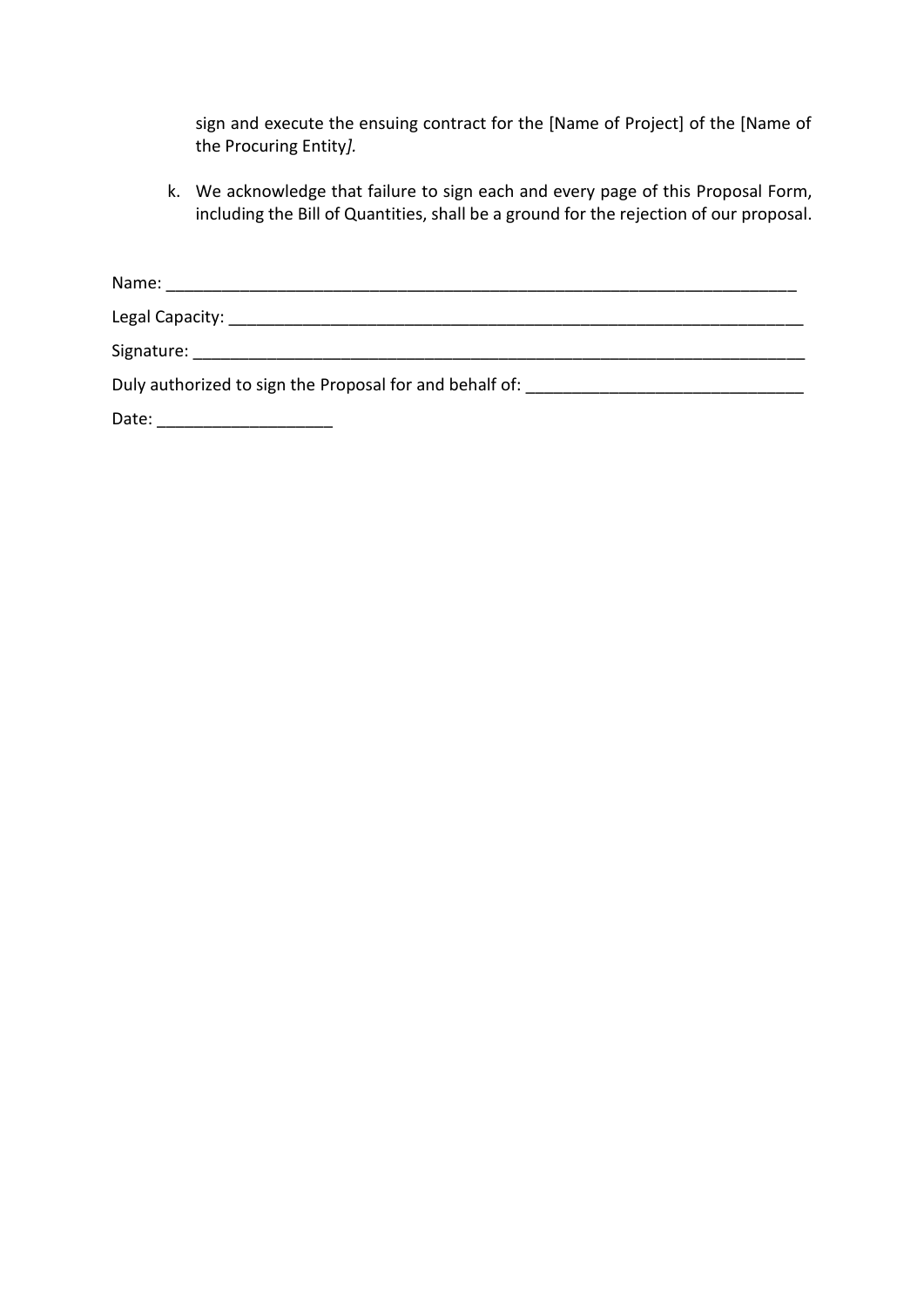sign and execute the ensuing contract for the [Name of Project] of the [Name of the Procuring Entity*].*

k. We acknowledge that failure to sign each and every page of this Proposal Form, including the Bill of Quantities, shall be a ground for the rejection of our proposal.

Name: ___________________________________________________________________

Legal Capacity: ____________________________________________________________

Signature: ________________________________________________________________

Duly authorized to sign the Proposal for and behalf of: ______________________________

Date: __________________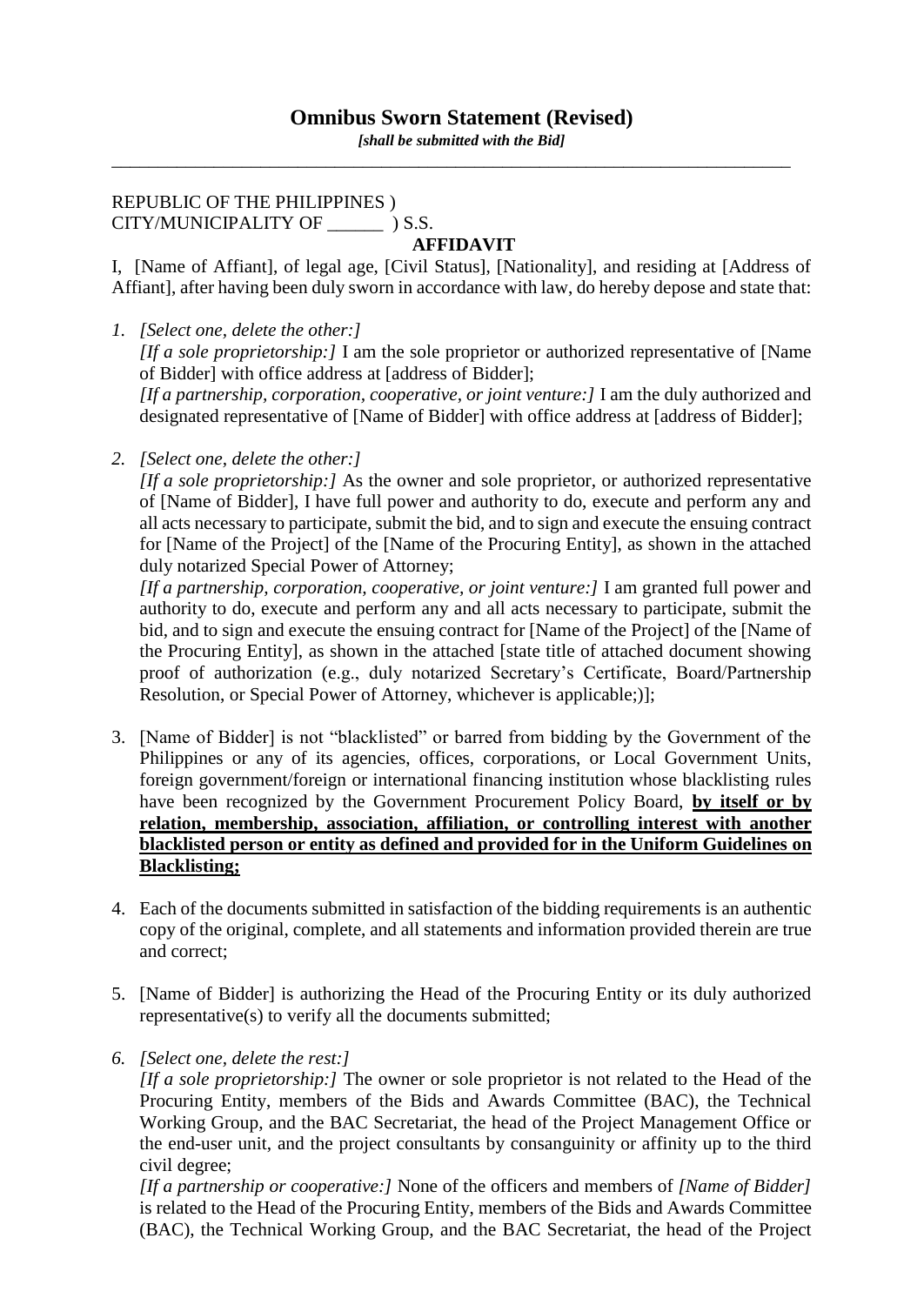# Omnibus Sworn Statement (Revised)

*[shall be submitted with the Bid]*

---

REPUBLIC OF THE PHILIPPINES )
CITY/MUNICIPALITY OF ______ ) S.S.

**AFFIDAVIT**

I, [Name of Affiant], of legal age, [Civil Status], [Nationality], and residing at [Address of Affiant], after having been duly sworn in accordance with law, do hereby depose and state that:

1. *[Select one, delete the other:]*

   *[If a sole proprietorship:]* I am the sole proprietor or authorized representative of [Name of Bidder] with office address at [address of Bidder];

   *[If a partnership, corporation, cooperative, or joint venture:]* I am the duly authorized and designated representative of [Name of Bidder] with office address at [address of Bidder];

2. *[Select one, delete the other:]*

   *[If a sole proprietorship:]* As the owner and sole proprietor, or authorized representative of [Name of Bidder], I have full power and authority to do, execute and perform any and all acts necessary to participate, submit the bid, and to sign and execute the ensuing contract for [Name of the Project] of the [Name of the Procuring Entity], as shown in the attached duly notarized Special Power of Attorney;

   *[If a partnership, corporation, cooperative, or joint venture:]* I am granted full power and authority to do, execute and perform any and all acts necessary to participate, submit the bid, and to sign and execute the ensuing contract for [Name of the Project] of the [Name of the Procuring Entity], as shown in the attached [state title of attached document showing proof of authorization (e.g., duly notarized Secretary's Certificate, Board/Partnership Resolution, or Special Power of Attorney, whichever is applicable;)];

3. [Name of Bidder] is not "blacklisted" or barred from bidding by the Government of the Philippines or any of its agencies, offices, corporations, or Local Government Units, foreign government/foreign or international financing institution whose blacklisting rules have been recognized by the Government Procurement Policy Board, **by itself or by relation, membership, association, affiliation, or controlling interest with another blacklisted person or entity as defined and provided for in the Uniform Guidelines on Blacklisting;**

4. Each of the documents submitted in satisfaction of the bidding requirements is an authentic copy of the original, complete, and all statements and information provided therein are true and correct;

5. [Name of Bidder] is authorizing the Head of the Procuring Entity or its duly authorized representative(s) to verify all the documents submitted;

6. *[Select one, delete the rest:]*

   *[If a sole proprietorship:]* The owner or sole proprietor is not related to the Head of the Procuring Entity, members of the Bids and Awards Committee (BAC), the Technical Working Group, and the BAC Secretariat, the head of the Project Management Office or the end-user unit, and the project consultants by consanguinity or affinity up to the third civil degree;

   *[If a partnership or cooperative:]* None of the officers and members of *[Name of Bidder]* is related to the Head of the Procuring Entity, members of the Bids and Awards Committee (BAC), the Technical Working Group, and the BAC Secretariat, the head of the Project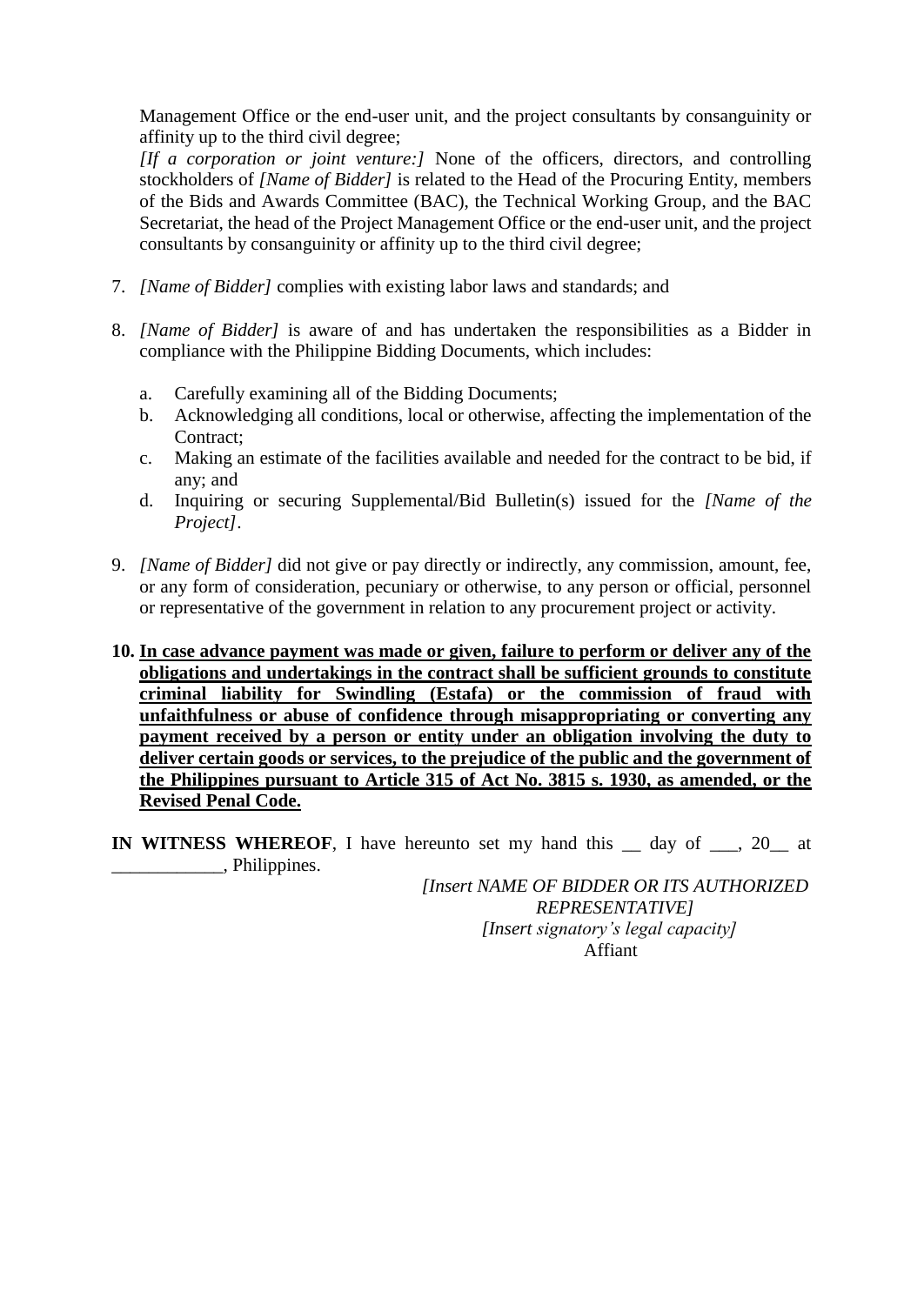Management Office or the end-user unit, and the project consultants by consanguinity or affinity up to the third civil degree;

*[If a corporation or joint venture:]* None of the officers, directors, and controlling stockholders of *[Name of Bidder]* is related to the Head of the Procuring Entity, members of the Bids and Awards Committee (BAC), the Technical Working Group, and the BAC Secretariat, the head of the Project Management Office or the end-user unit, and the project consultants by consanguinity or affinity up to the third civil degree;

7. *[Name of Bidder]* complies with existing labor laws and standards; and

8. *[Name of Bidder]* is aware of and has undertaken the responsibilities as a Bidder in compliance with the Philippine Bidding Documents, which includes:

   a. Carefully examining all of the Bidding Documents;
   b. Acknowledging all conditions, local or otherwise, affecting the implementation of the Contract;
   c. Making an estimate of the facilities available and needed for the contract to be bid, if any; and
   d. Inquiring or securing Supplemental/Bid Bulletin(s) issued for the *[Name of the Project]*.

9. *[Name of Bidder]* did not give or pay directly or indirectly, any commission, amount, fee, or any form of consideration, pecuniary or otherwise, to any person or official, personnel or representative of the government in relation to any procurement project or activity.

10. **<u>In case advance payment was made or given, failure to perform or deliver any of the obligations and undertakings in the contract shall be sufficient grounds to constitute criminal liability for Swindling (Estafa) or the commission of fraud with unfaithfulness or abuse of confidence through misappropriating or converting any payment received by a person or entity under an obligation involving the duty to deliver certain goods or services, to the prejudice of the public and the government of the Philippines pursuant to Article 315 of Act No. 3815 s. 1930, as amended, or the Revised Penal Code.</u>**

**IN WITNESS WHEREOF**, I have hereunto set my hand this __ day of ___, 20__ at ____________, Philippines.

*[Insert NAME OF BIDDER OR ITS AUTHORIZED REPRESENTATIVE]*
*[Insert signatory's legal capacity]*
Affiant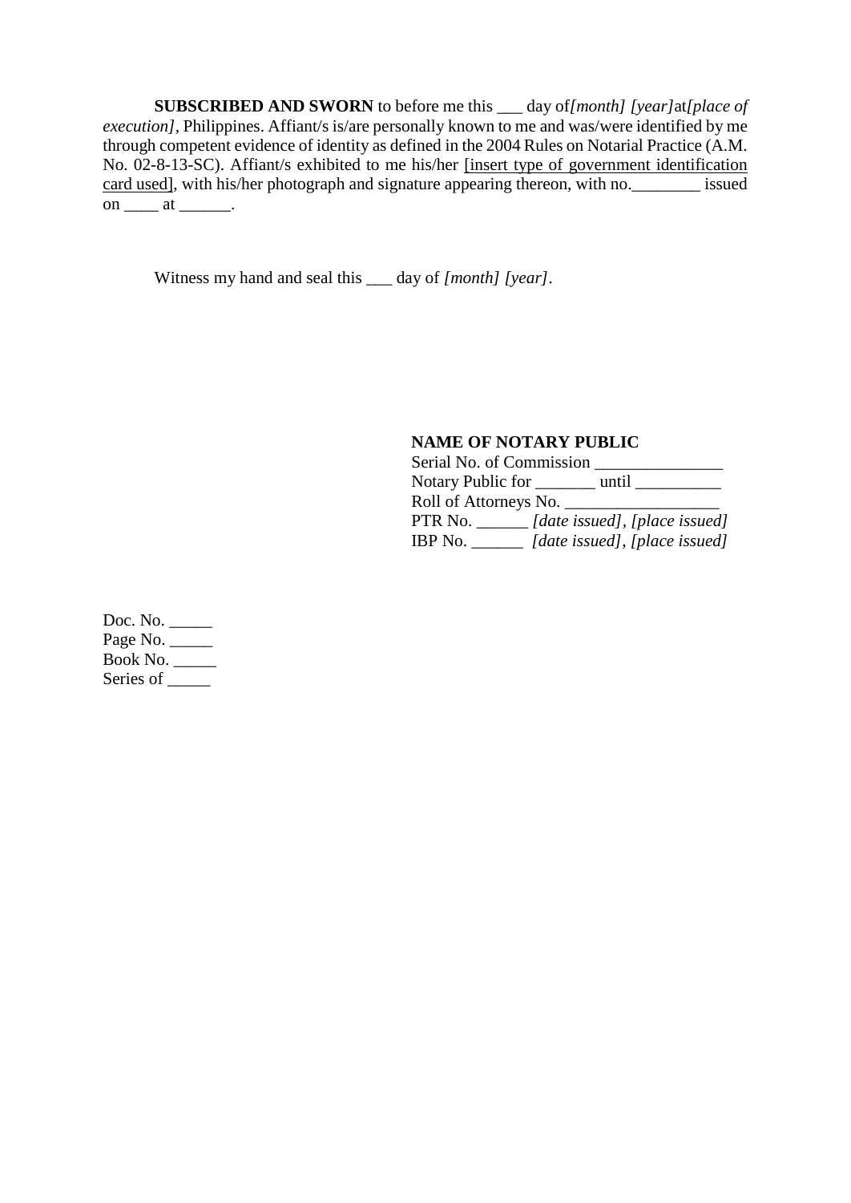**SUBSCRIBED AND SWORN** to before me this ___ day of *[month] [year]* at *[place of execution]*, Philippines. Affiant/s is/are personally known to me and was/were identified by me through competent evidence of identity as defined in the 2004 Rules on Notarial Practice (A.M. No. 02-8-13-SC). Affiant/s exhibited to me his/her <u>[insert type of government identification card used]</u>, with his/her photograph and signature appearing thereon, with no.________ issued on ____ at ______.

Witness my hand and seal this ___ day of *[month] [year]*.

**NAME OF NOTARY PUBLIC**
Serial No. of Commission _______________
Notary Public for _______ until __________
Roll of Attorneys No. __________________
PTR No. ______ *[date issued], [place issued]*
IBP No. ______ *[date issued], [place issued]*

Doc. No. _____
Page No. _____
Book No. _____
Series of _____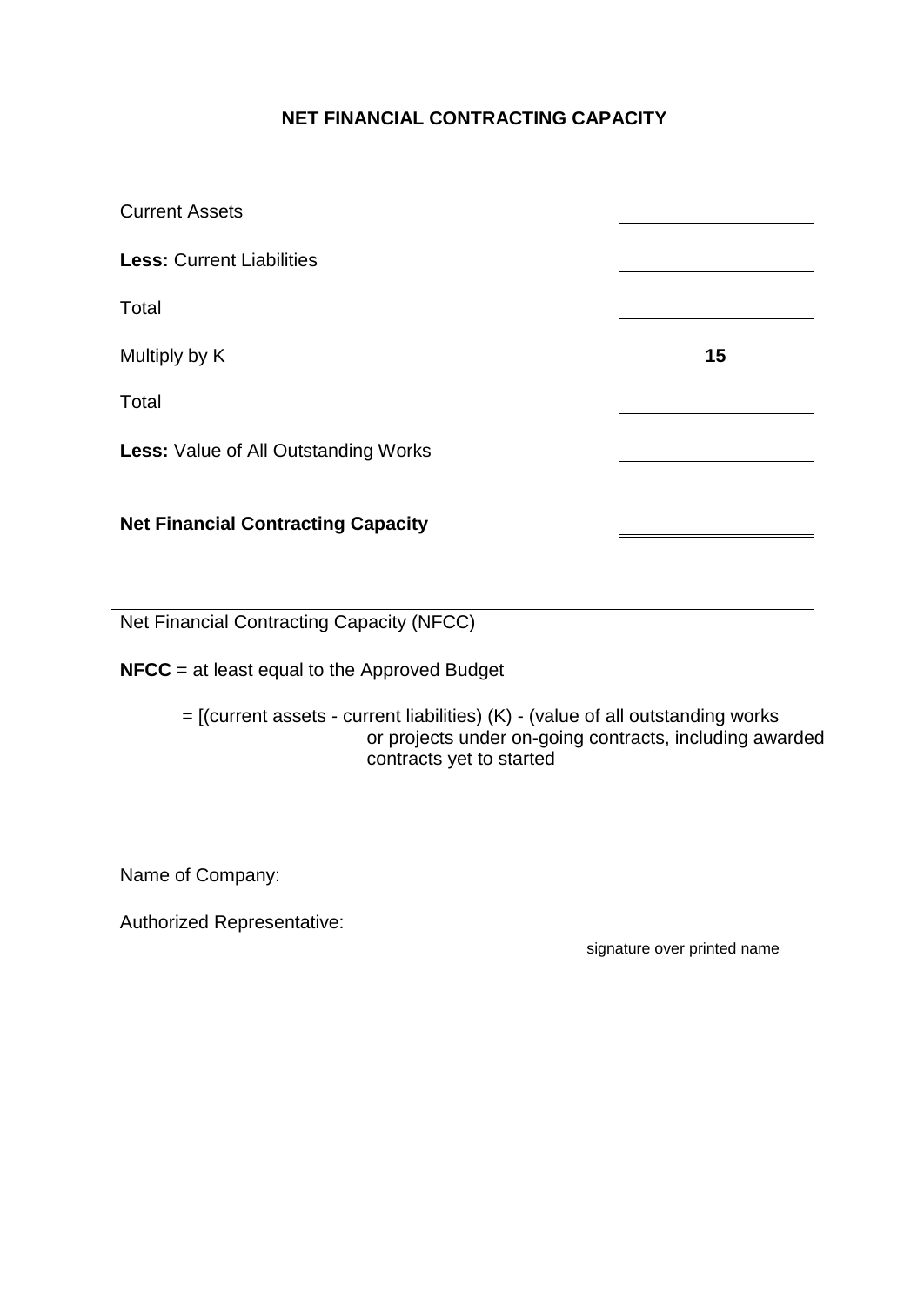# NET FINANCIAL CONTRACTING CAPACITY

| | |
|---|---|
| Current Assets | ______________ |
| **Less:** Current Liabilities | ______________ |
| Total | ______________ |
| Multiply by K | **15** |
| Total | ______________ |
| **Less:** Value of All Outstanding Works | ______________ |
| **Net Financial Contracting Capacity** | ______________ |

Net Financial Contracting Capacity (NFCC)

**NFCC** = at least equal to the Approved Budget

= [(current assets - current liabilities) (K) - (value of all outstanding works or projects under on-going contracts, including awarded contracts yet to started

Name of Company: ______________

Authorized Representative: ______________
signature over printed name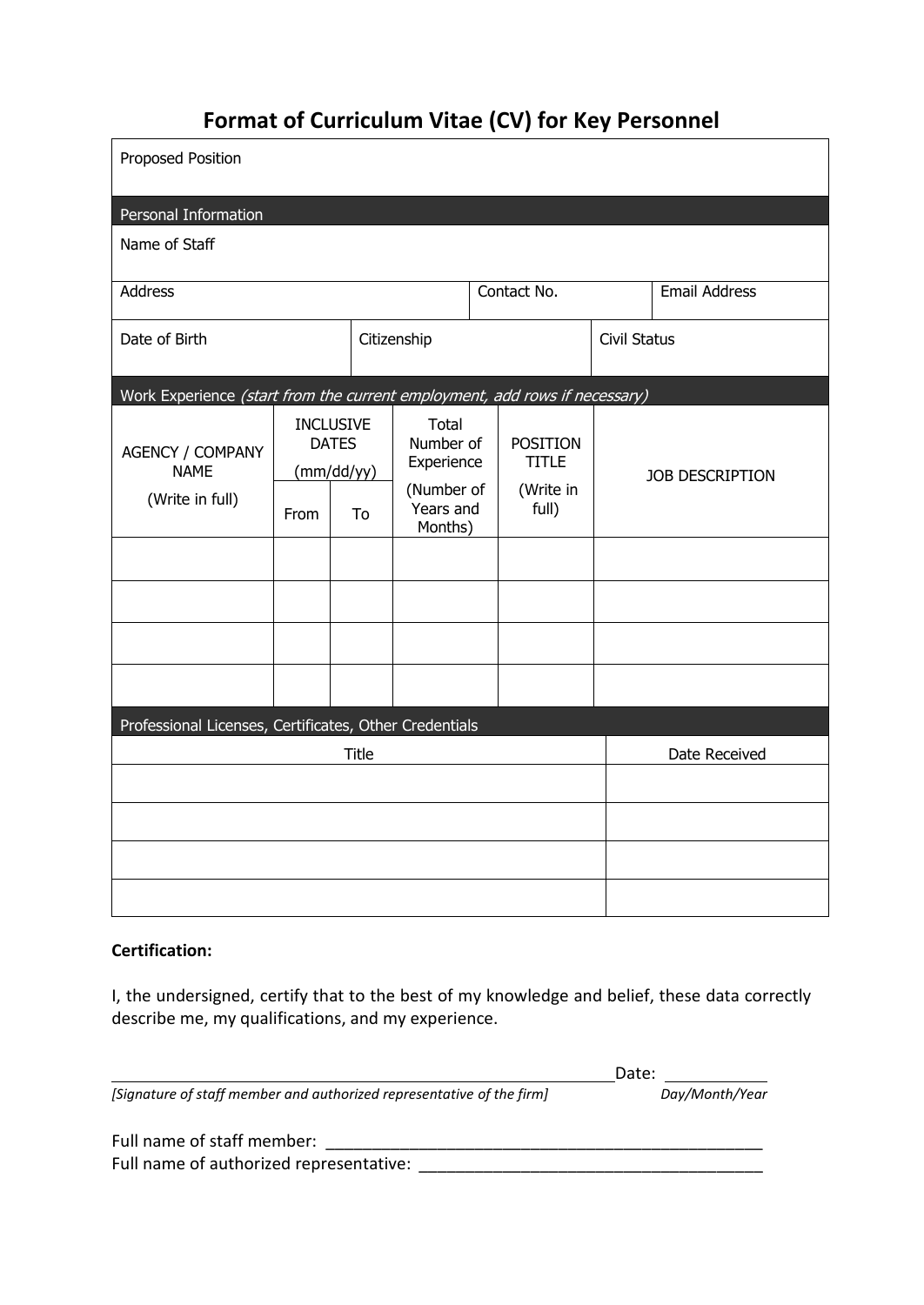# Format of Curriculum Vitae (CV) for Key Personnel

| Proposed Position | | |
|---|---|---|
| **Personal Information** | | |
| Name of Staff | | |
| Address | Contact No. | Email Address |
| Date of Birth | Citizenship | Civil Status |

**Work Experience** *(start from the current employment, add rows if necessary)*

| AGENCY / COMPANY NAME (Write in full) | INCLUSIVE DATES (mm/dd/yy) | | Total Number of Experience (Number of Years and Months) | POSITION TITLE (Write in full) | JOB DESCRIPTION |
|---|---|---|---|---|---|
| | From | To | | | |
| | | | | | |
| | | | | | |
| | | | | | |
| | | | | | |

**Professional Licenses, Certificates, Other Credentials**

| Title | Date Received |
|---|---|
| | |
| | |
| | |
| | |

**Certification:**

I, the undersigned, certify that to the best of my knowledge and belief, these data correctly describe me, my qualifications, and my experience.

_____________________________________________ Date: ___________

*[Signature of staff member and authorized representative of the firm]* *Day/Month/Year*

Full name of staff member: _______________________________________________

Full name of authorized representative: ____________________________________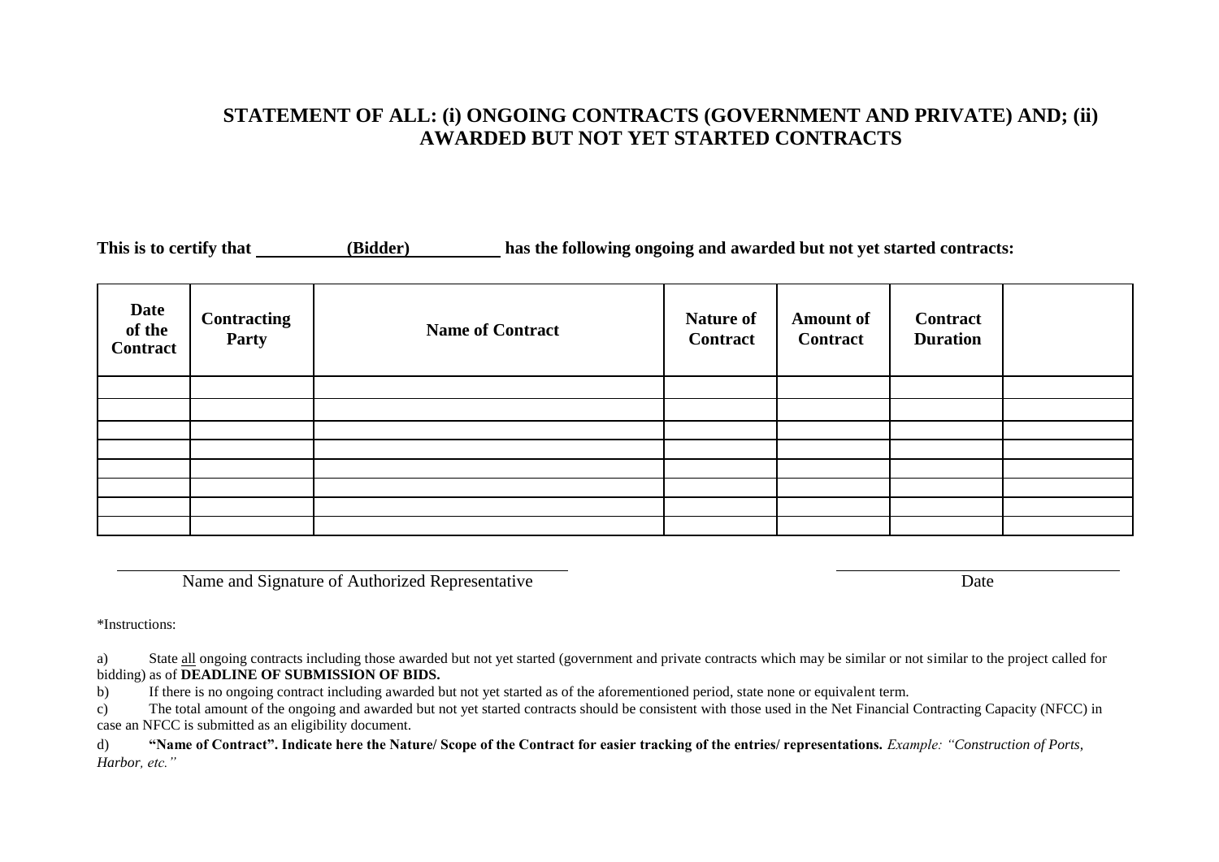## STATEMENT OF ALL: (i) ONGOING CONTRACTS (GOVERNMENT AND PRIVATE) AND; (ii) AWARDED BUT NOT YET STARTED CONTRACTS

**This is to certify that \_\_\_\_\_\_\_\_\_\_(Bidder)\_\_\_\_\_\_\_\_\_\_ has the following ongoing and awarded but not yet started contracts:**

| Date of the Contract | Contracting Party | Name of Contract | Nature of Contract | Amount of Contract | Contract Duration | |
|---|---|---|---|---|---|---|
| | | | | | | |
| | | | | | | |
| | | | | | | |
| | | | | | | |
| | | | | | | |
| | | | | | | |
| | | | | | | |
| | | | | | | |

\_\_\_\_\_\_\_\_\_\_\_\_\_\_\_\_\_\_\_\_\_\_\_\_\_\_\_\_\_\_\_\_\_\_\_\_
Name and Signature of Authorized Representative

\_\_\_\_\_\_\_\_\_\_\_\_\_\_\_\_\_\_\_\_
Date

*Instructions:

a) State all ongoing contracts including those awarded but not yet started (government and private contracts which may be similar or not similar to the project called for bidding) as of **DEADLINE OF SUBMISSION OF BIDS.**

b) If there is no ongoing contract including awarded but not yet started as of the aforementioned period, state none or equivalent term.

c) The total amount of the ongoing and awarded but not yet started contracts should be consistent with those used in the Net Financial Contracting Capacity (NFCC) in case an NFCC is submitted as an eligibility document.

d) **"Name of Contract". Indicate here the Nature/ Scope of the Contract for easier tracking of the entries/ representations.** *Example: "Construction of Ports, Harbor, etc."*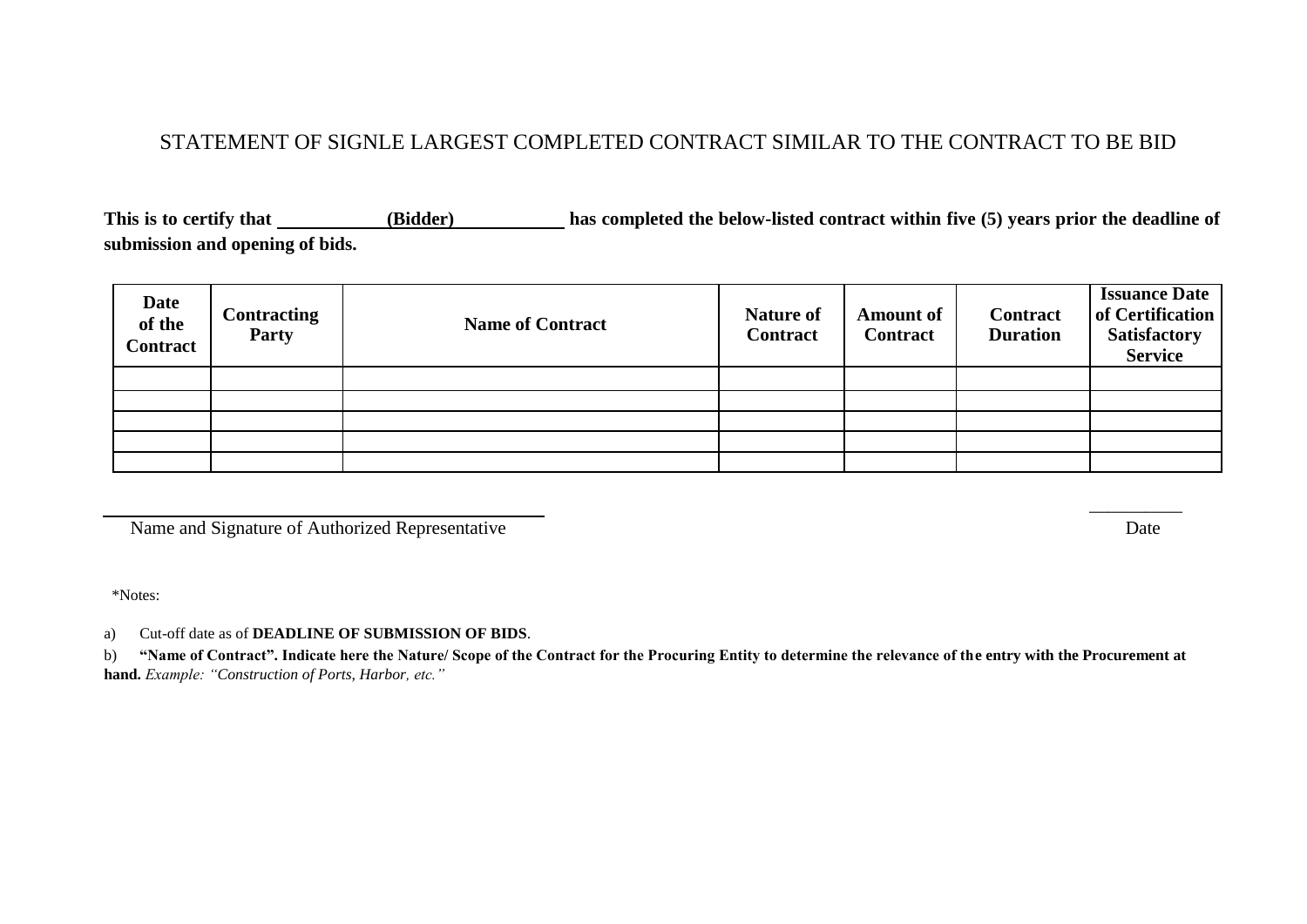## STATEMENT OF SIGNLE LARGEST COMPLETED CONTRACT SIMILAR TO THE CONTRACT TO BE BID

**This is to certify that \_\_\_\_\_\_\_\_\_\_(Bidder)\_\_\_\_\_\_\_\_\_\_ has completed the below-listed contract within five (5) years prior the deadline of submission and opening of bids.**

| Date of the Contract | Contracting Party | Name of Contract | Nature of Contract | Amount of Contract | Contract Duration | Issuance Date of Certification Satisfactory Service |
|---|---|---|---|---|---|---|
| | | | | | | |
| | | | | | | |
| | | | | | | |
| | | | | | | |
| | | | | | | |

\_\_\_\_\_\_\_\_\_\_\_\_\_\_\_\_\_\_\_\_\_\_\_\_\_\_\_\_\_\_\_\_\_\_\_\_\_\_\_\_
Name and Signature of Authorized Representative

\_\_\_\_\_\_\_\_\_\_
Date

\*Notes:

a) Cut-off date as of **DEADLINE OF SUBMISSION OF BIDS**.

b) **"Name of Contract". Indicate here the Nature/ Scope of the Contract for the Procuring Entity to determine the relevance of the entry with the Procurement at hand.** *Example: "Construction of Ports, Harbor, etc."*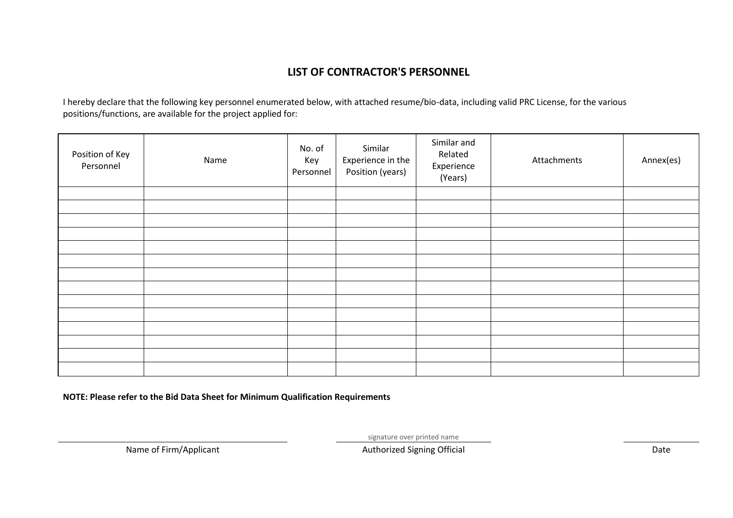# LIST OF CONTRACTOR'S PERSONNEL

I hereby declare that the following key personnel enumerated below, with attached resume/bio-data, including valid PRC License, for the various positions/functions, are available for the project applied for:

| Position of Key Personnel | Name | No. of Key Personnel | Similar Experience in the Position (years) | Similar and Related Experience (Years) | Attachments | Annex(es) |
|---|---|---|---|---|---|---|
| | | | | | | |
| | | | | | | |
| | | | | | | |
| | | | | | | |
| | | | | | | |
| | | | | | | |
| | | | | | | |
| | | | | | | |
| | | | | | | |
| | | | | | | |
| | | | | | | |
| | | | | | | |
| | | | | | | |
| | | | | | | |

**NOTE: Please refer to the Bid Data Sheet for Minimum Qualification Requirements**

| | signature over printed name | |
|---|---|---|
| Name of Firm/Applicant | Authorized Signing Official | Date |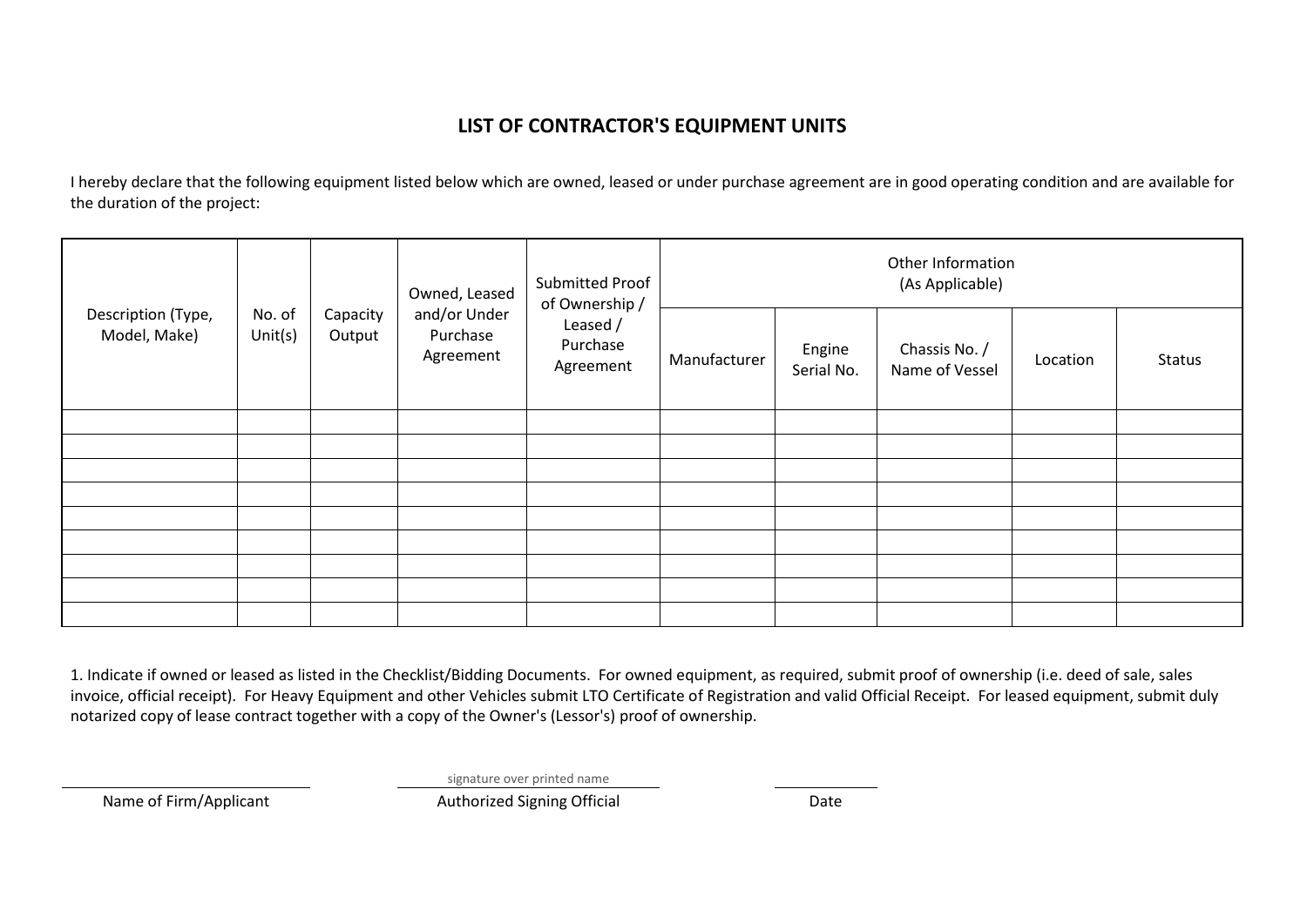# LIST OF CONTRACTOR'S EQUIPMENT UNITS

I hereby declare that the following equipment listed below which are owned, leased or under purchase agreement are in good operating condition and are available for the duration of the project:

| Description (Type, Model, Make) | No. of Unit(s) | Capacity Output | Owned, Leased and/or Under Purchase Agreement | Submitted Proof of Ownership / Leased / Purchase Agreement | Other Information (As Applicable) | | | | |
|---|---|---|---|---|---|---|---|---|---|
| | | | | | Manufacturer | Engine Serial No. | Chassis No. / Name of Vessel | Location | Status |
| | | | | | | | | | |
| | | | | | | | | | |
| | | | | | | | | | |
| | | | | | | | | | |
| | | | | | | | | | |
| | | | | | | | | | |
| | | | | | | | | | |
| | | | | | | | | | |
| | | | | | | | | | |

1. Indicate if owned or leased as listed in the Checklist/Bidding Documents. For owned equipment, as required, submit proof of ownership (i.e. deed of sale, sales invoice, official receipt). For Heavy Equipment and other Vehicles submit LTO Certificate of Registration and valid Official Receipt. For leased equipment, submit duly notarized copy of lease contract together with a copy of the Owner's (Lessor's) proof of ownership.

\_\_\_\_\_\_\_\_\_\_\_\_\_\_\_\_\_\_\_\_\_\_\_\_\_\_\_\_\_\_
Name of Firm/Applicant

signature over printed name
\_\_\_\_\_\_\_\_\_\_\_\_\_\_\_\_\_\_\_\_\_\_\_\_\_\_\_\_\_\_
Authorized Signing Official

\_\_\_\_\_\_\_\_\_\_\_\_\_\_
Date